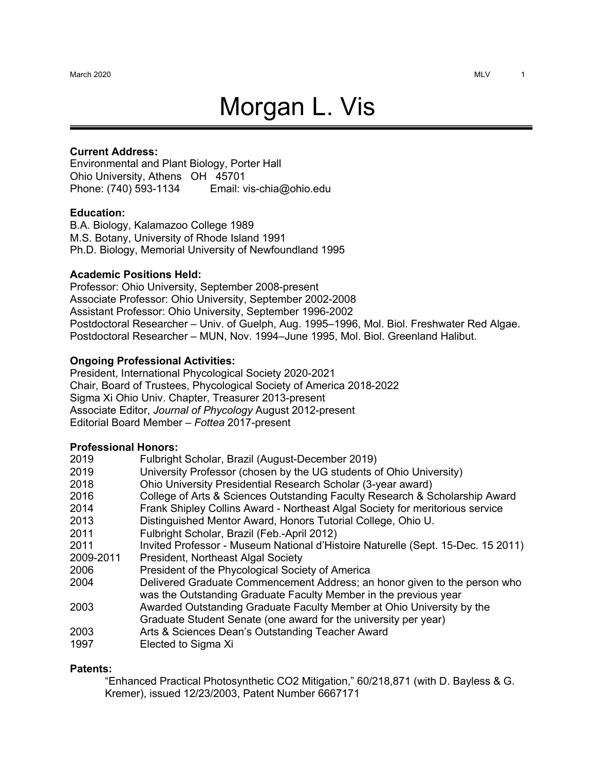# Morgan L. Vis

**Current Address:**
Environmental and Plant Biology, Porter Hall
Ohio University, Athens OH 45701
Phone: (740) 593-1134 Email: vis-chia@ohio.edu

**Education:**
B.A. Biology, Kalamazoo College 1989
M.S. Botany, University of Rhode Island 1991
Ph.D. Biology, Memorial University of Newfoundland 1995

**Academic Positions Held:**
Professor: Ohio University, September 2008-present
Associate Professor: Ohio University, September 2002-2008
Assistant Professor: Ohio University, September 1996-2002
Postdoctoral Researcher – Univ. of Guelph, Aug. 1995–1996, Mol. Biol. Freshwater Red Algae.
Postdoctoral Researcher – MUN, Nov. 1994–June 1995, Mol. Biol. Greenland Halibut.

**Ongoing Professional Activities:**
President, International Phycological Society 2020-2021
Chair, Board of Trustees, Phycological Society of America 2018-2022
Sigma Xi Ohio Univ. Chapter, Treasurer 2013-present
Associate Editor, *Journal of Phycology* August 2012-present
Editorial Board Member – *Fottea* 2017-present

**Professional Honors:**

| | |
|---|---|
| 2019 | Fulbright Scholar, Brazil (August-December 2019) |
| 2019 | University Professor (chosen by the UG students of Ohio University) |
| 2018 | Ohio University Presidential Research Scholar (3-year award) |
| 2016 | College of Arts & Sciences Outstanding Faculty Research & Scholarship Award |
| 2014 | Frank Shipley Collins Award - Northeast Algal Society for meritorious service |
| 2013 | Distinguished Mentor Award, Honors Tutorial College, Ohio U. |
| 2011 | Fulbright Scholar, Brazil (Feb.-April 2012) |
| 2011 | Invited Professor - Museum National d'Histoire Naturelle (Sept. 15-Dec. 15 2011) |
| 2009-2011 | President, Northeast Algal Society |
| 2006 | President of the Phycological Society of America |
| 2004 | Delivered Graduate Commencement Address; an honor given to the person who was the Outstanding Graduate Faculty Member in the previous year |
| 2003 | Awarded Outstanding Graduate Faculty Member at Ohio University by the Graduate Student Senate (one award for the university per year) |
| 2003 | Arts & Sciences Dean's Outstanding Teacher Award |
| 1997 | Elected to Sigma Xi |

**Patents:**

"Enhanced Practical Photosynthetic CO2 Mitigation," 60/218,871 (with D. Bayless & G. Kremer), issued 12/23/2003, Patent Number 6667171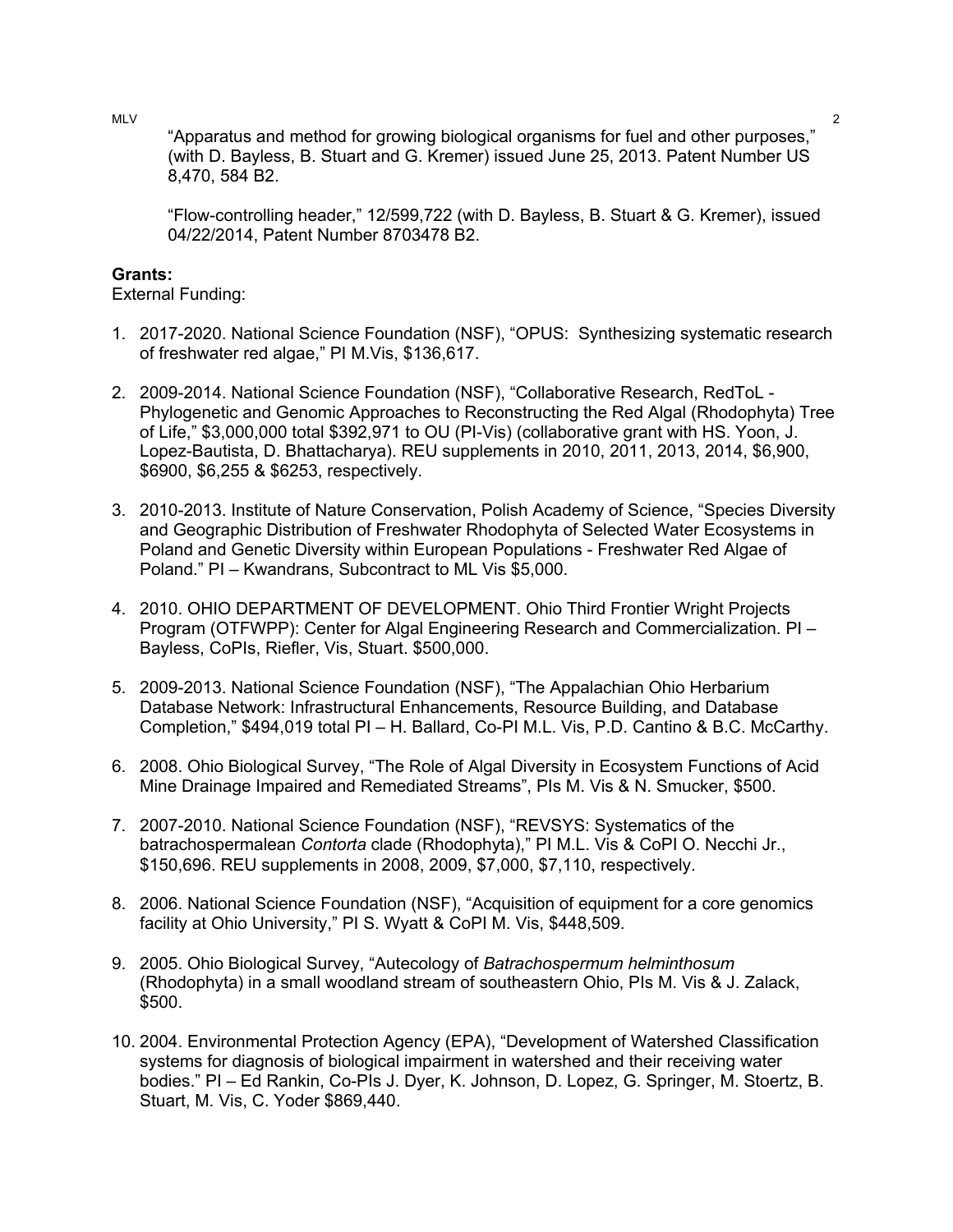"Apparatus and method for growing biological organisms for fuel and other purposes," (with D. Bayless, B. Stuart and G. Kremer) issued June 25, 2013. Patent Number US 8,470, 584 B2.

"Flow-controlling header," 12/599,722 (with D. Bayless, B. Stuart & G. Kremer), issued 04/22/2014, Patent Number 8703478 B2.

**Grants:**

External Funding:

1. 2017-2020. National Science Foundation (NSF), "OPUS: Synthesizing systematic research of freshwater red algae," PI M.Vis, $136,617.

2. 2009-2014. National Science Foundation (NSF), "Collaborative Research, RedToL - Phylogenetic and Genomic Approaches to Reconstructing the Red Algal (Rhodophyta) Tree of Life," $3,000,000 total $392,971 to OU (PI-Vis) (collaborative grant with HS. Yoon, J. Lopez-Bautista, D. Bhattacharya). REU supplements in 2010, 2011, 2013, 2014, $6,900, $6900, $6,255 & $6253, respectively.

3. 2010-2013. Institute of Nature Conservation, Polish Academy of Science, "Species Diversity and Geographic Distribution of Freshwater Rhodophyta of Selected Water Ecosystems in Poland and Genetic Diversity within European Populations - Freshwater Red Algae of Poland." PI – Kwandrans, Subcontract to ML Vis $5,000.

4. 2010. OHIO DEPARTMENT OF DEVELOPMENT. Ohio Third Frontier Wright Projects Program (OTFWPP): Center for Algal Engineering Research and Commercialization. PI – Bayless, CoPIs, Riefler, Vis, Stuart. $500,000.

5. 2009-2013. National Science Foundation (NSF), "The Appalachian Ohio Herbarium Database Network: Infrastructural Enhancements, Resource Building, and Database Completion," $494,019 total PI – H. Ballard, Co-PI M.L. Vis, P.D. Cantino & B.C. McCarthy.

6. 2008. Ohio Biological Survey, "The Role of Algal Diversity in Ecosystem Functions of Acid Mine Drainage Impaired and Remediated Streams", PIs M. Vis & N. Smucker, $500.

7. 2007-2010. National Science Foundation (NSF), "REVSYS: Systematics of the batrachospermalean *Contorta* clade (Rhodophyta)," PI M.L. Vis & CoPI O. Necchi Jr., $150,696. REU supplements in 2008, 2009, $7,000, $7,110, respectively.

8. 2006. National Science Foundation (NSF), "Acquisition of equipment for a core genomics facility at Ohio University," PI S. Wyatt & CoPI M. Vis, $448,509.

9. 2005. Ohio Biological Survey, "Autecology of *Batrachospermum helminthosum* (Rhodophyta) in a small woodland stream of southeastern Ohio, PIs M. Vis & J. Zalack, $500.

10. 2004. Environmental Protection Agency (EPA), "Development of Watershed Classification systems for diagnosis of biological impairment in watershed and their receiving water bodies." PI – Ed Rankin, Co-PIs J. Dyer, K. Johnson, D. Lopez, G. Springer, M. Stoertz, B. Stuart, M. Vis, C. Yoder $869,440.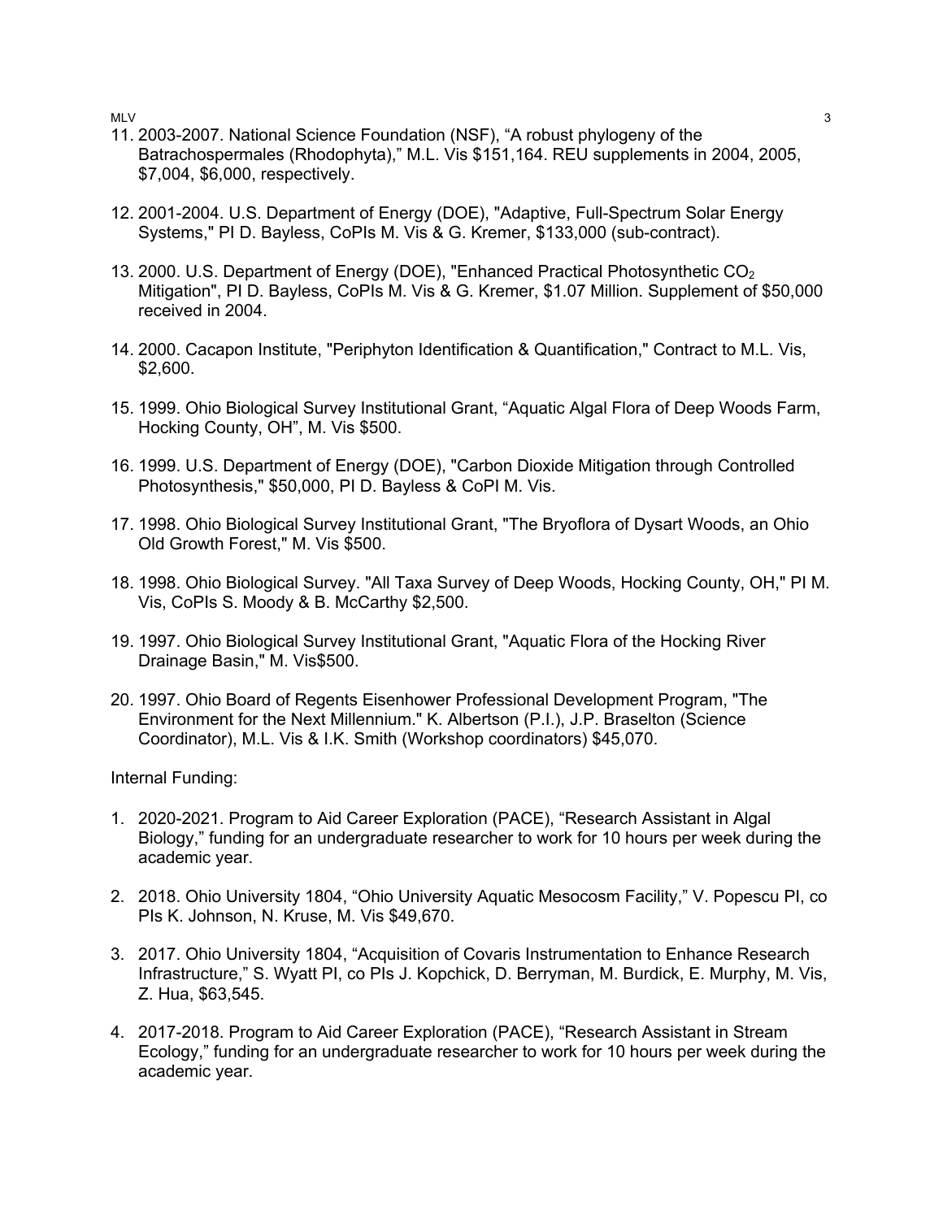11. 2003-2007. National Science Foundation (NSF), “A robust phylogeny of the Batrachospermales (Rhodophyta),” M.L. Vis $151,164. REU supplements in 2004, 2005, $7,004, $6,000, respectively.

12. 2001-2004. U.S. Department of Energy (DOE), "Adaptive, Full-Spectrum Solar Energy Systems," PI D. Bayless, CoPIs M. Vis & G. Kremer, $133,000 (sub-contract).

13. 2000. U.S. Department of Energy (DOE), "Enhanced Practical Photosynthetic $CO_2$ Mitigation", PI D. Bayless, CoPIs M. Vis & G. Kremer, $1.07 Million. Supplement of $50,000 received in 2004.

14. 2000. Cacapon Institute, "Periphyton Identification & Quantification," Contract to M.L. Vis, $2,600.

15. 1999. Ohio Biological Survey Institutional Grant, “Aquatic Algal Flora of Deep Woods Farm, Hocking County, OH”, M. Vis $500.

16. 1999. U.S. Department of Energy (DOE), "Carbon Dioxide Mitigation through Controlled Photosynthesis," $50,000, PI D. Bayless & CoPI M. Vis.

17. 1998. Ohio Biological Survey Institutional Grant, "The Bryoflora of Dysart Woods, an Ohio Old Growth Forest," M. Vis $500.

18. 1998. Ohio Biological Survey. "All Taxa Survey of Deep Woods, Hocking County, OH," PI M. Vis, CoPIs S. Moody & B. McCarthy $2,500.

19. 1997. Ohio Biological Survey Institutional Grant, "Aquatic Flora of the Hocking River Drainage Basin," M. Vis$500.

20. 1997. Ohio Board of Regents Eisenhower Professional Development Program, "The Environment for the Next Millennium." K. Albertson (P.I.), J.P. Braselton (Science Coordinator), M.L. Vis & I.K. Smith (Workshop coordinators) $45,070.

Internal Funding:

1. 2020-2021. Program to Aid Career Exploration (PACE), “Research Assistant in Algal Biology,” funding for an undergraduate researcher to work for 10 hours per week during the academic year.

2. 2018. Ohio University 1804, “Ohio University Aquatic Mesocosm Facility,” V. Popescu PI, co PIs K. Johnson, N. Kruse, M. Vis $49,670.

3. 2017. Ohio University 1804, “Acquisition of Covaris Instrumentation to Enhance Research Infrastructure,” S. Wyatt PI, co PIs J. Kopchick, D. Berryman, M. Burdick, E. Murphy, M. Vis, Z. Hua, $63,545.

4. 2017-2018. Program to Aid Career Exploration (PACE), “Research Assistant in Stream Ecology,” funding for an undergraduate researcher to work for 10 hours per week during the academic year.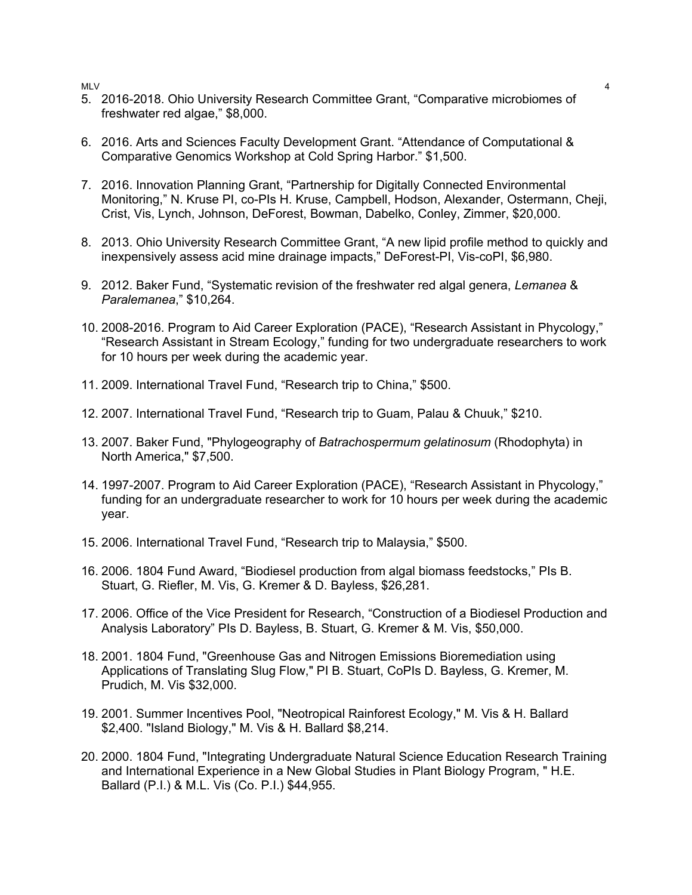5. 2016-2018. Ohio University Research Committee Grant, “Comparative microbiomes of freshwater red algae,” $8,000.

6. 2016. Arts and Sciences Faculty Development Grant. “Attendance of Computational & Comparative Genomics Workshop at Cold Spring Harbor.” $1,500.

7. 2016. Innovation Planning Grant, “Partnership for Digitally Connected Environmental Monitoring,” N. Kruse PI, co-PIs H. Kruse, Campbell, Hodson, Alexander, Ostermann, Cheji, Crist, Vis, Lynch, Johnson, DeForest, Bowman, Dabelko, Conley, Zimmer, $20,000.

8. 2013. Ohio University Research Committee Grant, “A new lipid profile method to quickly and inexpensively assess acid mine drainage impacts,” DeForest-PI, Vis-coPI, $6,980.

9. 2012. Baker Fund, “Systematic revision of the freshwater red algal genera, *Lemanea* & *Paralemanea*,” $10,264.

10. 2008-2016. Program to Aid Career Exploration (PACE), “Research Assistant in Phycology,” “Research Assistant in Stream Ecology,” funding for two undergraduate researchers to work for 10 hours per week during the academic year.

11. 2009. International Travel Fund, “Research trip to China,” $500.

12. 2007. International Travel Fund, “Research trip to Guam, Palau & Chuuk,” $210.

13. 2007. Baker Fund, "Phylogeography of *Batrachospermum gelatinosum* (Rhodophyta) in North America," $7,500.

14. 1997-2007. Program to Aid Career Exploration (PACE), “Research Assistant in Phycology,” funding for an undergraduate researcher to work for 10 hours per week during the academic year.

15. 2006. International Travel Fund, “Research trip to Malaysia,” $500.

16. 2006. 1804 Fund Award, “Biodiesel production from algal biomass feedstocks,” PIs B. Stuart, G. Riefler, M. Vis, G. Kremer & D. Bayless, $26,281.

17. 2006. Office of the Vice President for Research, “Construction of a Biodiesel Production and Analysis Laboratory” PIs D. Bayless, B. Stuart, G. Kremer & M. Vis, $50,000.

18. 2001. 1804 Fund, "Greenhouse Gas and Nitrogen Emissions Bioremediation using Applications of Translating Slug Flow," PI B. Stuart, CoPIs D. Bayless, G. Kremer, M. Prudich, M. Vis $32,000.

19. 2001. Summer Incentives Pool, "Neotropical Rainforest Ecology," M. Vis & H. Ballard $2,400. "Island Biology," M. Vis & H. Ballard $8,214.

20. 2000. 1804 Fund, "Integrating Undergraduate Natural Science Education Research Training and International Experience in a New Global Studies in Plant Biology Program, " H.E. Ballard (P.I.) & M.L. Vis (Co. P.I.) $44,955.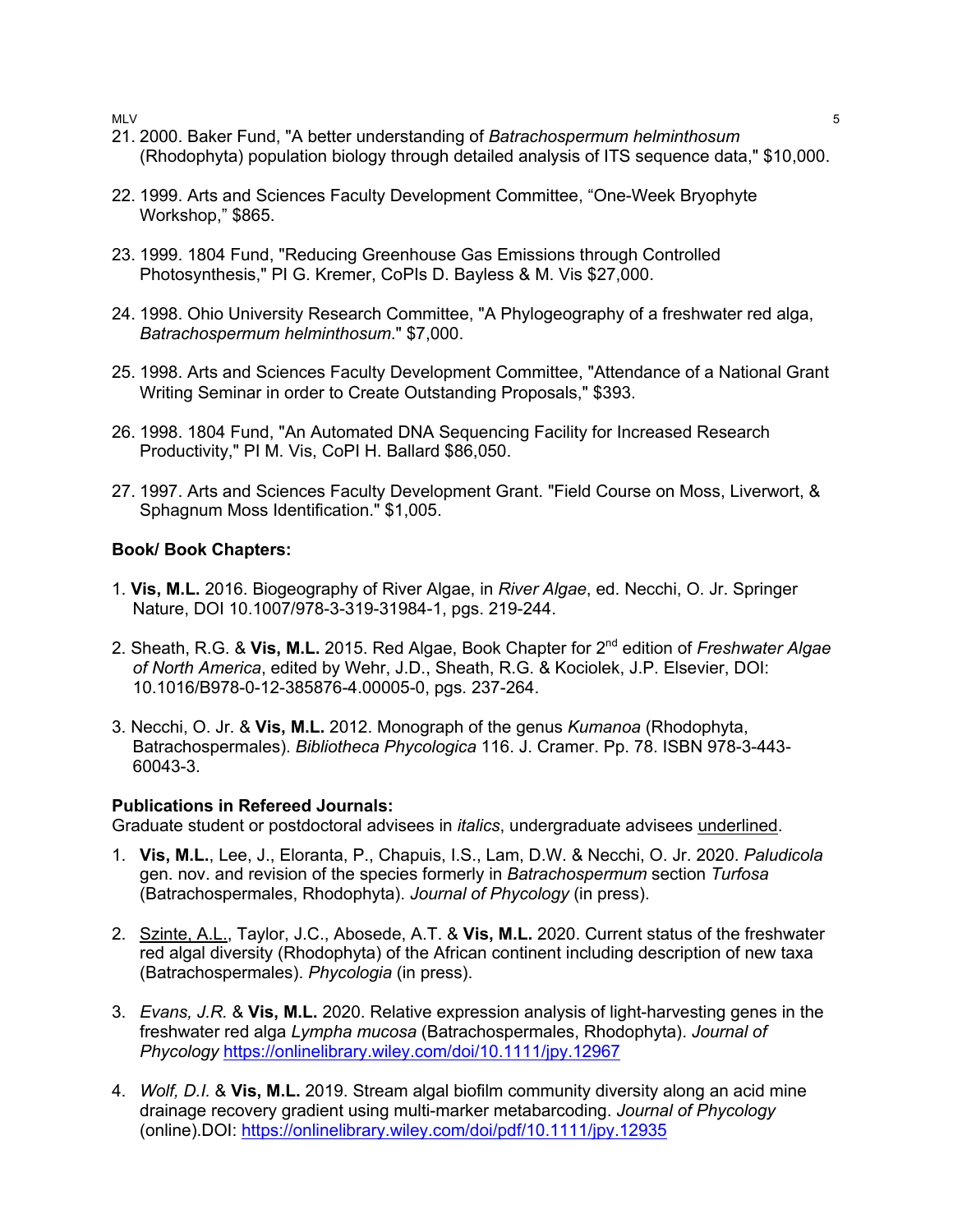21. 2000. Baker Fund, "A better understanding of *Batrachospermum helminthosum* (Rhodophyta) population biology through detailed analysis of ITS sequence data," $10,000.

22. 1999. Arts and Sciences Faculty Development Committee, "One-Week Bryophyte Workshop," $865.

23. 1999. 1804 Fund, "Reducing Greenhouse Gas Emissions through Controlled Photosynthesis," PI G. Kremer, CoPIs D. Bayless & M. Vis $27,000.

24. 1998. Ohio University Research Committee, "A Phylogeography of a freshwater red alga, *Batrachospermum helminthosum*." $7,000.

25. 1998. Arts and Sciences Faculty Development Committee, "Attendance of a National Grant Writing Seminar in order to Create Outstanding Proposals," $393.

26. 1998. 1804 Fund, "An Automated DNA Sequencing Facility for Increased Research Productivity," PI M. Vis, CoPI H. Ballard $86,050.

27. 1997. Arts and Sciences Faculty Development Grant. "Field Course on Moss, Liverwort, & Sphagnum Moss Identification." $1,005.

**Book/ Book Chapters:**

1. **Vis, M.L.** 2016. Biogeography of River Algae, in *River Algae*, ed. Necchi, O. Jr. Springer Nature, DOI 10.1007/978-3-319-31984-1, pgs. 219-244.

2. Sheath, R.G. & **Vis, M.L.** 2015. Red Algae, Book Chapter for 2nd edition of *Freshwater Algae of North America*, edited by Wehr, J.D., Sheath, R.G. & Kociolek, J.P. Elsevier, DOI: 10.1016/B978-0-12-385876-4.00005-0, pgs. 237-264.

3. Necchi, O. Jr. & **Vis, M.L.** 2012. Monograph of the genus *Kumanoa* (Rhodophyta, Batrachospermales). *Bibliotheca Phycologica* 116. J. Cramer. Pp. 78. ISBN 978-3-443-60043-3.

**Publications in Refereed Journals:**
Graduate student or postdoctoral advisees in *italics*, undergraduate advisees <u>underlined</u>.

1. **Vis, M.L.**, Lee, J., Eloranta, P., Chapuis, I.S., Lam, D.W. & Necchi, O. Jr. 2020. *Paludicola* gen. nov. and revision of the species formerly in *Batrachospermum* section *Turfosa* (Batrachospermales, Rhodophyta). *Journal of Phycology* (in press).

2. <u>Szinte, A.L.</u>, Taylor, J.C., Abosede, A.T. & **Vis, M.L.** 2020. Current status of the freshwater red algal diversity (Rhodophyta) of the African continent including description of new taxa (Batrachospermales). *Phycologia* (in press).

3. *Evans, J.R.* & **Vis, M.L.** 2020. Relative expression analysis of light-harvesting genes in the freshwater red alga *Lympha mucosa* (Batrachospermales, Rhodophyta). *Journal of Phycology* https://onlinelibrary.wiley.com/doi/10.1111/jpy.12967

4. *Wolf, D.I.* & **Vis, M.L.** 2019. Stream algal biofilm community diversity along an acid mine drainage recovery gradient using multi-marker metabarcoding. *Journal of Phycology* (online).DOI: https://onlinelibrary.wiley.com/doi/pdf/10.1111/jpy.12935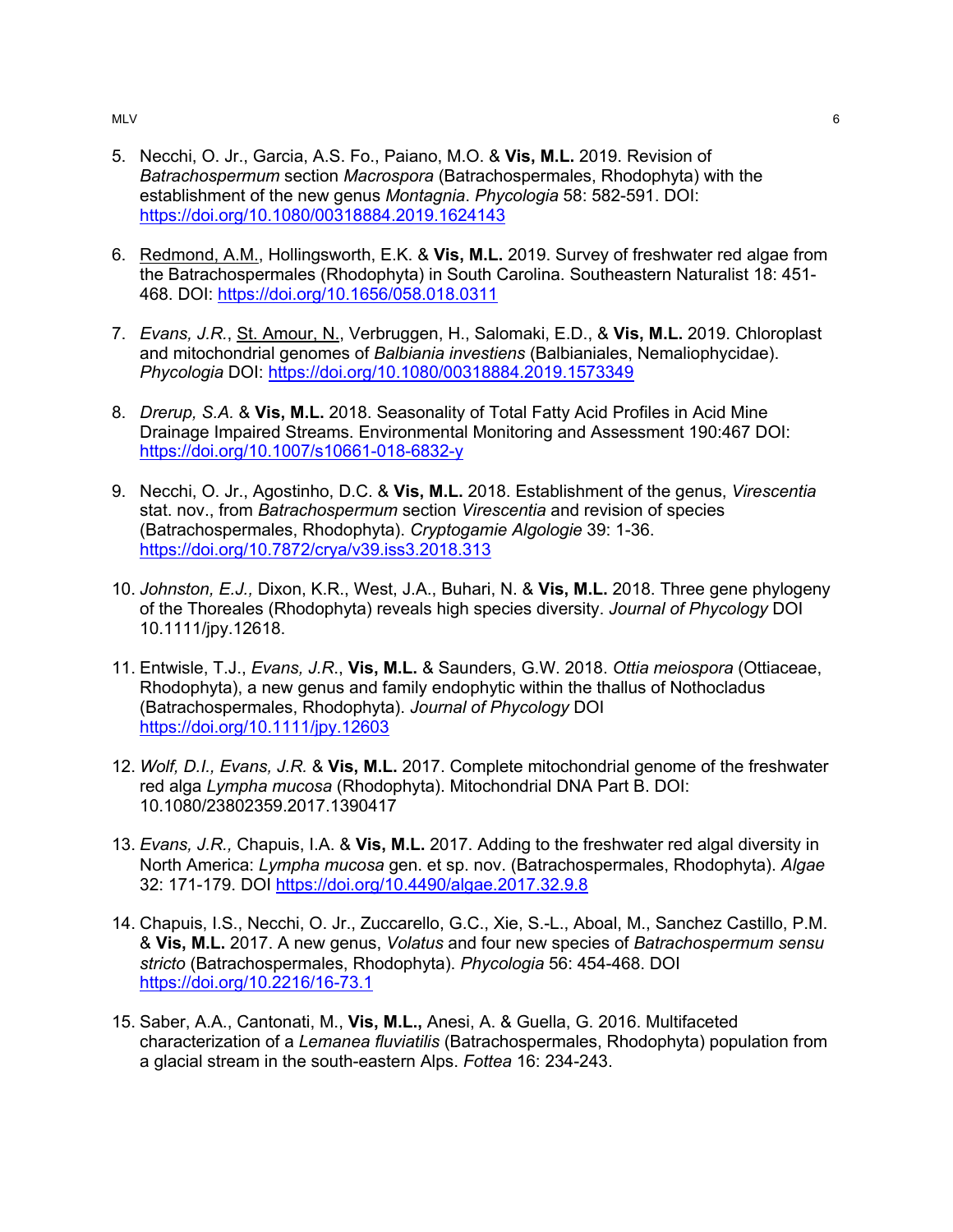5. Necchi, O. Jr., Garcia, A.S. Fo., Paiano, M.O. & **Vis, M.L.** 2019. Revision of *Batrachospermum* section *Macrospora* (Batrachospermales, Rhodophyta) with the establishment of the new genus *Montagnia*. *Phycologia* 58: 582-591. DOI: https://doi.org/10.1080/00318884.2019.1624143

6. <u>Redmond, A.M.</u>, Hollingsworth, E.K. & **Vis, M.L.** 2019. Survey of freshwater red algae from the Batrachospermales (Rhodophyta) in South Carolina. Southeastern Naturalist 18: 451-468. DOI: https://doi.org/10.1656/058.018.0311

7. *Evans, J.R.*, <u>St. Amour, N.</u>, Verbruggen, H., Salomaki, E.D., & **Vis, M.L.** 2019. Chloroplast and mitochondrial genomes of *Balbiania investiens* (Balbianiales, Nemaliophycidae). *Phycologia* DOI: https://doi.org/10.1080/00318884.2019.1573349

8. *Drerup, S.A.* & **Vis, M.L.** 2018. Seasonality of Total Fatty Acid Profiles in Acid Mine Drainage Impaired Streams. Environmental Monitoring and Assessment 190:467 DOI: https://doi.org/10.1007/s10661-018-6832-y

9. Necchi, O. Jr., Agostinho, D.C. & **Vis, M.L.** 2018. Establishment of the genus, *Virescentia* stat. nov., from *Batrachospermum* section *Virescentia* and revision of species (Batrachospermales, Rhodophyta). *Cryptogamie Algologie* 39: 1-36. https://doi.org/10.7872/crya/v39.iss3.2018.313

10. *Johnston, E.J.,* Dixon, K.R., West, J.A., Buhari, N. & **Vis, M.L.** 2018. Three gene phylogeny of the Thoreales (Rhodophyta) reveals high species diversity. *Journal of Phycology* DOI 10.1111/jpy.12618.

11. Entwisle, T.J., *Evans, J.R.*, **Vis, M.L.** & Saunders, G.W. 2018. *Ottia meiospora* (Ottiaceae, Rhodophyta), a new genus and family endophytic within the thallus of Nothocladus (Batrachospermales, Rhodophyta). *Journal of Phycology* DOI https://doi.org/10.1111/jpy.12603

12. *Wolf, D.I., Evans, J.R.* & **Vis, M.L.** 2017. Complete mitochondrial genome of the freshwater red alga *Lympha mucosa* (Rhodophyta). Mitochondrial DNA Part B. DOI: 10.1080/23802359.2017.1390417

13. *Evans, J.R.,* Chapuis, I.A. & **Vis, M.L.** 2017. Adding to the freshwater red algal diversity in North America: *Lympha mucosa* gen. et sp. nov. (Batrachospermales, Rhodophyta). *Algae* 32: 171-179. DOI https://doi.org/10.4490/algae.2017.32.9.8

14. Chapuis, I.S., Necchi, O. Jr., Zuccarello, G.C., Xie, S.-L., Aboal, M., Sanchez Castillo, P.M. & **Vis, M.L.** 2017. A new genus, *Volatus* and four new species of *Batrachospermum sensu stricto* (Batrachospermales, Rhodophyta). *Phycologia* 56: 454-468. DOI https://doi.org/10.2216/16-73.1

15. Saber, A.A., Cantonati, M., **Vis, M.L.,** Anesi, A. & Guella, G. 2016. Multifaceted characterization of a *Lemanea fluviatilis* (Batrachospermales, Rhodophyta) population from a glacial stream in the south-eastern Alps. *Fottea* 16: 234-243.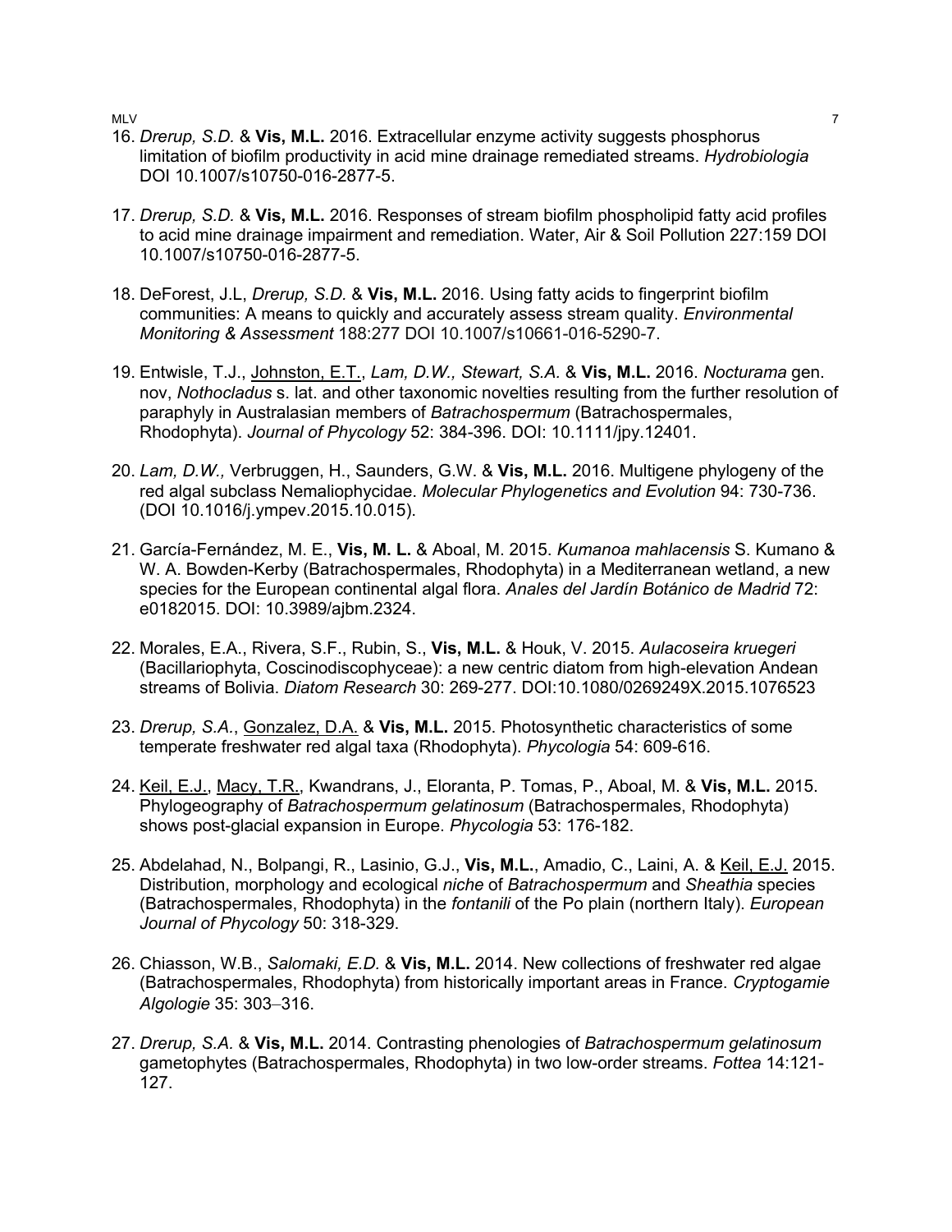16. *Drerup, S.D.* & **Vis, M.L.** 2016. Extracellular enzyme activity suggests phosphorus limitation of biofilm productivity in acid mine drainage remediated streams. *Hydrobiologia* DOI 10.1007/s10750-016-2877-5.

17. *Drerup, S.D.* & **Vis, M.L.** 2016. Responses of stream biofilm phospholipid fatty acid profiles to acid mine drainage impairment and remediation. Water, Air & Soil Pollution 227:159 DOI 10.1007/s10750-016-2877-5.

18. DeForest, J.L, *Drerup, S.D.* & **Vis, M.L.** 2016. Using fatty acids to fingerprint biofilm communities: A means to quickly and accurately assess stream quality. *Environmental Monitoring & Assessment* 188:277 DOI 10.1007/s10661-016-5290-7.

19. Entwisle, T.J., <u>Johnston, E.T.</u>, *Lam, D.W., Stewart, S.A.* & **Vis, M.L.** 2016. *Nocturama* gen. nov, *Nothocladus* s. lat. and other taxonomic novelties resulting from the further resolution of paraphyly in Australasian members of *Batrachospermum* (Batrachospermales, Rhodophyta). *Journal of Phycology* 52: 384-396. DOI: 10.1111/jpy.12401.

20. *Lam, D.W.,* Verbruggen, H., Saunders, G.W. & **Vis, M.L.** 2016. Multigene phylogeny of the red algal subclass Nemaliophycidae. *Molecular Phylogenetics and Evolution* 94: 730-736. (DOI 10.1016/j.ympev.2015.10.015).

21. García-Fernández, M. E., **Vis, M. L.** & Aboal, M. 2015. *Kumanoa mahlacensis* S. Kumano & W. A. Bowden-Kerby (Batrachospermales, Rhodophyta) in a Mediterranean wetland, a new species for the European continental algal flora. *Anales del Jardín Botánico de Madrid* 72: e0182015. DOI: 10.3989/ajbm.2324.

22. Morales, E.A., Rivera, S.F., Rubin, S., **Vis, M.L.** & Houk, V. 2015. *Aulacoseira kruegeri* (Bacillariophyta, Coscinodiscophyceae): a new centric diatom from high-elevation Andean streams of Bolivia. *Diatom Research* 30: 269-277. DOI:10.1080/0269249X.2015.1076523

23. *Drerup, S.A.*, <u>Gonzalez, D.A.</u> & **Vis, M.L.** 2015. Photosynthetic characteristics of some temperate freshwater red algal taxa (Rhodophyta). *Phycologia* 54: 609-616.

24. <u>Keil, E.J.</u>, <u>Macy, T.R.</u>, Kwandrans, J., Eloranta, P. Tomas, P., Aboal, M. & **Vis, M.L.** 2015. Phylogeography of *Batrachospermum gelatinosum* (Batrachospermales, Rhodophyta) shows post-glacial expansion in Europe. *Phycologia* 53: 176-182.

25. Abdelahad, N., Bolpangi, R., Lasinio, G.J., **Vis, M.L.**, Amadio, C., Laini, A. & <u>Keil, E.J.</u> 2015. Distribution, morphology and ecological *niche* of *Batrachospermum* and *Sheathia* species (Batrachospermales, Rhodophyta) in the *fontanili* of the Po plain (northern Italy). *European Journal of Phycology* 50: 318-329.

26. Chiasson, W.B., *Salomaki, E.D.* & **Vis, M.L.** 2014. New collections of freshwater red algae (Batrachospermales, Rhodophyta) from historically important areas in France. *Cryptogamie Algologie* 35: 303–316.

27. *Drerup, S.A.* & **Vis, M.L.** 2014. Contrasting phenologies of *Batrachospermum gelatinosum* gametophytes (Batrachospermales, Rhodophyta) in two low-order streams. *Fottea* 14:121-127.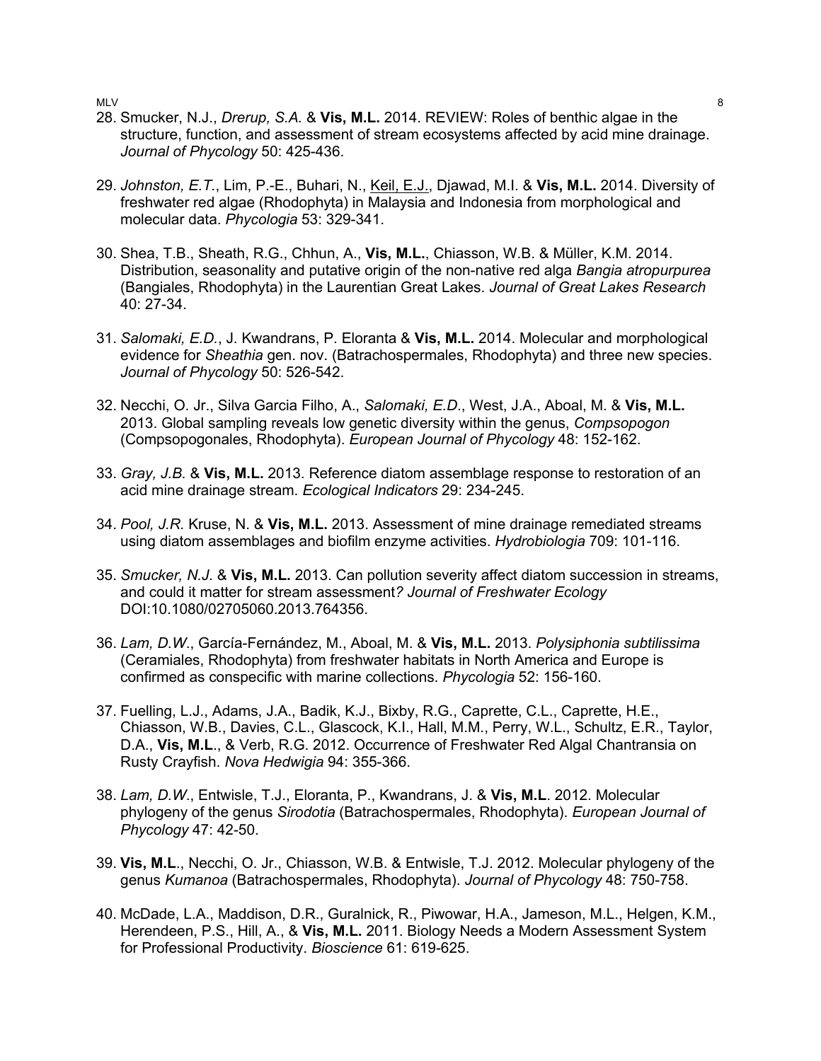28. Smucker, N.J., *Drerup, S.A.* & **Vis, M.L.** 2014. REVIEW: Roles of benthic algae in the structure, function, and assessment of stream ecosystems affected by acid mine drainage. *Journal of Phycology* 50: 425-436.

29. *Johnston, E.T.*, Lim, P.-E., Buhari, N., <u>Keil, E.J.</u>, Djawad, M.I. & **Vis, M.L.** 2014. Diversity of freshwater red algae (Rhodophyta) in Malaysia and Indonesia from morphological and molecular data. *Phycologia* 53: 329-341.

30. Shea, T.B., Sheath, R.G., Chhun, A., **Vis, M.L.**, Chiasson, W.B. & Müller, K.M. 2014. Distribution, seasonality and putative origin of the non-native red alga *Bangia atropurpurea* (Bangiales, Rhodophyta) in the Laurentian Great Lakes. *Journal of Great Lakes Research* 40: 27-34.

31. *Salomaki, E.D.*, J. Kwandrans, P. Eloranta & **Vis, M.L.** 2014. Molecular and morphological evidence for *Sheathia* gen. nov. (Batrachospermales, Rhodophyta) and three new species. *Journal of Phycology* 50: 526-542.

32. Necchi, O. Jr., Silva Garcia Filho, A., *Salomaki, E.D.*, West, J.A., Aboal, M. & **Vis, M.L.** 2013. Global sampling reveals low genetic diversity within the genus, *Compsopogon* (Compsopogonales, Rhodophyta). *European Journal of Phycology* 48: 152-162.

33. *Gray, J.B.* & **Vis, M.L.** 2013. Reference diatom assemblage response to restoration of an acid mine drainage stream. *Ecological Indicators* 29: 234-245.

34. *Pool, J.R.* Kruse, N. & **Vis, M.L.** 2013. Assessment of mine drainage remediated streams using diatom assemblages and biofilm enzyme activities. *Hydrobiologia* 709: 101-116.

35. *Smucker, N.J.* & **Vis, M.L.** 2013. Can pollution severity affect diatom succession in streams, and could it matter for stream assessment*? Journal of Freshwater Ecology* DOI:10.1080/02705060.2013.764356.

36. *Lam, D.W.*, García-Fernández, M., Aboal, M. & **Vis, M.L.** 2013. *Polysiphonia subtilissima* (Ceramiales, Rhodophyta) from freshwater habitats in North America and Europe is confirmed as conspecific with marine collections. *Phycologia* 52: 156-160.

37. Fuelling, L.J., Adams, J.A., Badik, K.J., Bixby, R.G., Caprette, C.L., Caprette, H.E., Chiasson, W.B., Davies, C.L., Glascock, K.I., Hall, M.M., Perry, W.L., Schultz, E.R., Taylor, D.A., **Vis, M.L**., & Verb, R.G. 2012. Occurrence of Freshwater Red Algal Chantransia on Rusty Crayfish. *Nova Hedwigia* 94: 355-366.

38. *Lam, D.W.*, Entwisle, T.J., Eloranta, P., Kwandrans, J. & **Vis, M.L**. 2012. Molecular phylogeny of the genus *Sirodotia* (Batrachospermales, Rhodophyta). *European Journal of Phycology* 47: 42-50.

39. **Vis, M.L**., Necchi, O. Jr., Chiasson, W.B. & Entwisle, T.J. 2012. Molecular phylogeny of the genus *Kumanoa* (Batrachospermales, Rhodophyta). *Journal of Phycology* 48: 750-758.

40. McDade, L.A., Maddison, D.R., Guralnick, R., Piwowar, H.A., Jameson, M.L., Helgen, K.M., Herendeen, P.S., Hill, A., & **Vis, M.L.** 2011. Biology Needs a Modern Assessment System for Professional Productivity. *Bioscience* 61: 619-625.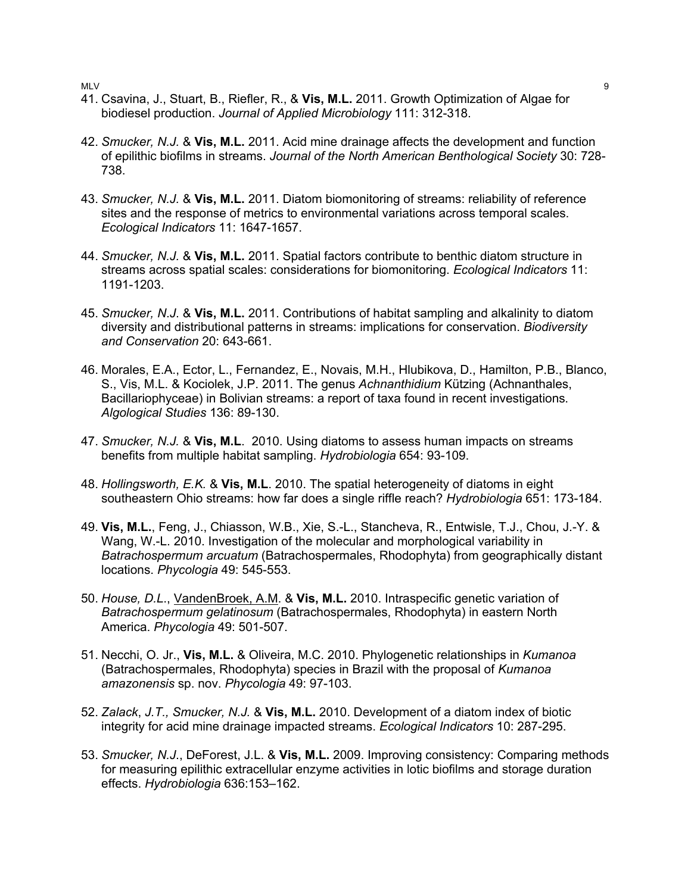41. Csavina, J., Stuart, B., Riefler, R., & **Vis, M.L.** 2011. Growth Optimization of Algae for biodiesel production. *Journal of Applied Microbiology* 111: 312-318.

42. *Smucker, N.J.* & **Vis, M.L.** 2011. Acid mine drainage affects the development and function of epilithic biofilms in streams. *Journal of the North American Benthological Society* 30: 728-738.

43. *Smucker, N.J.* & **Vis, M.L.** 2011. Diatom biomonitoring of streams: reliability of reference sites and the response of metrics to environmental variations across temporal scales. *Ecological Indicators* 11: 1647-1657.

44. *Smucker, N.J.* & **Vis, M.L.** 2011. Spatial factors contribute to benthic diatom structure in streams across spatial scales: considerations for biomonitoring. *Ecological Indicators* 11: 1191-1203.

45. *Smucker, N.J.* & **Vis, M.L.** 2011. Contributions of habitat sampling and alkalinity to diatom diversity and distributional patterns in streams: implications for conservation. *Biodiversity and Conservation* 20: 643-661.

46. Morales, E.A., Ector, L., Fernandez, E., Novais, M.H., Hlubikova, D., Hamilton, P.B., Blanco, S., Vis, M.L. & Kociolek, J.P. 2011. The genus *Achnanthidium* Kützing (Achnanthales, Bacillariophyceae) in Bolivian streams: a report of taxa found in recent investigations. *Algological Studies* 136: 89-130.

47. *Smucker, N.J.* & **Vis, M.L**. 2010. Using diatoms to assess human impacts on streams benefits from multiple habitat sampling. *Hydrobiologia* 654: 93-109.

48. *Hollingsworth, E.K.* & **Vis, M.L**. 2010. The spatial heterogeneity of diatoms in eight southeastern Ohio streams: how far does a single riffle reach? *Hydrobiologia* 651: 173-184.

49. **Vis, M.L.**, Feng, J., Chiasson, W.B., Xie, S.-L., Stancheva, R., Entwisle, T.J., Chou, J.-Y. & Wang, W.-L. 2010. Investigation of the molecular and morphological variability in *Batrachospermum arcuatum* (Batrachospermales, Rhodophyta) from geographically distant locations. *Phycologia* 49: 545-553.

50. *House, D.L.*, <u>VandenBroek, A.M.</u> & **Vis, M.L.** 2010. Intraspecific genetic variation of *Batrachospermum gelatinosum* (Batrachospermales, Rhodophyta) in eastern North America. *Phycologia* 49: 501-507.

51. Necchi, O. Jr., **Vis, M.L.** & Oliveira, M.C. 2010. Phylogenetic relationships in *Kumanoa* (Batrachospermales, Rhodophyta) species in Brazil with the proposal of *Kumanoa amazonensis* sp. nov. *Phycologia* 49: 97-103.

52. *Zalack*, *J.T., Smucker, N.J.* & **Vis, M.L.** 2010. Development of a diatom index of biotic integrity for acid mine drainage impacted streams. *Ecological Indicators* 10: 287-295.

53. *Smucker, N.J.*, DeForest, J.L. & **Vis, M.L.** 2009. Improving consistency: Comparing methods for measuring epilithic extracellular enzyme activities in lotic biofilms and storage duration effects. *Hydrobiologia* 636:153–162.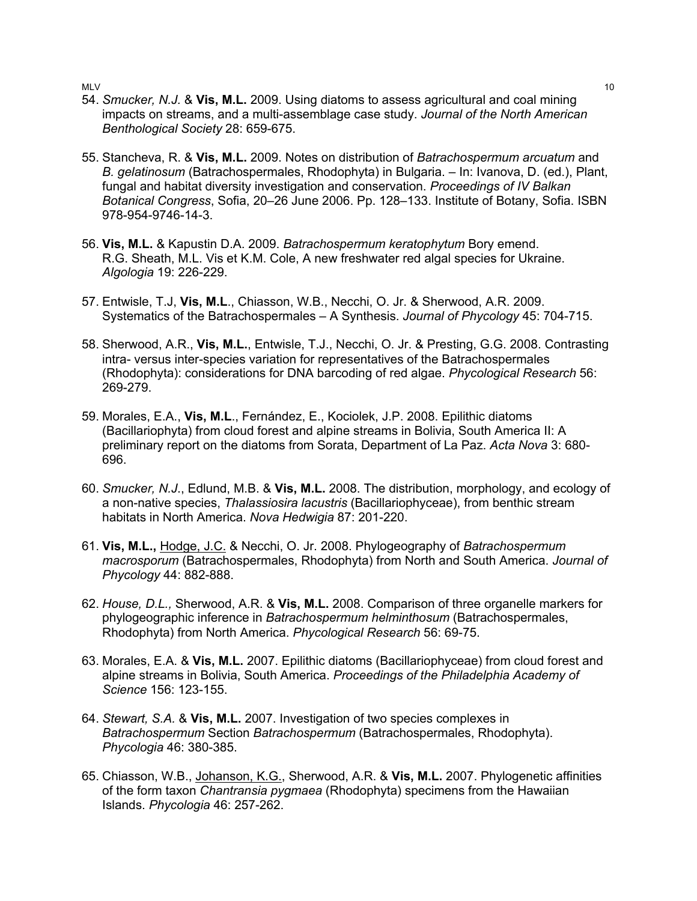54. *Smucker, N.J.* & **Vis, M.L.** 2009. Using diatoms to assess agricultural and coal mining impacts on streams, and a multi-assemblage case study. *Journal of the North American Benthological Society* 28: 659-675.

55. Stancheva, R. & **Vis, M.L.** 2009. Notes on distribution of *Batrachospermum arcuatum* and *B. gelatinosum* (Batrachospermales, Rhodophyta) in Bulgaria. – In: Ivanova, D. (ed.), Plant, fungal and habitat diversity investigation and conservation. *Proceedings of IV Balkan Botanical Congress*, Sofia, 20–26 June 2006. Pp. 128–133. Institute of Botany, Sofia. ISBN 978-954-9746-14-3.

56. **Vis, M.L.** & Kapustin D.A. 2009. *Batrachospermum keratophytum* Bory emend. R.G. Sheath, M.L. Vis et K.M. Cole, A new freshwater red algal species for Ukraine. *Algologia* 19: 226-229.

57. Entwisle, T.J, **Vis, M.L**., Chiasson, W.B., Necchi, O. Jr. & Sherwood, A.R. 2009. Systematics of the Batrachospermales – A Synthesis. *Journal of Phycology* 45: 704-715.

58. Sherwood, A.R., **Vis, M.L.**, Entwisle, T.J., Necchi, O. Jr. & Presting, G.G. 2008. Contrasting intra- versus inter-species variation for representatives of the Batrachospermales (Rhodophyta): considerations for DNA barcoding of red algae. *Phycological Research* 56: 269-279.

59. Morales, E.A., **Vis, M.L**., Fernández, E., Kociolek, J.P. 2008. Epilithic diatoms (Bacillariophyta) from cloud forest and alpine streams in Bolivia, South America II: A preliminary report on the diatoms from Sorata, Department of La Paz. *Acta Nova* 3: 680-696.

60. *Smucker, N.J*., Edlund, M.B. & **Vis, M.L.** 2008. The distribution, morphology, and ecology of a non-native species, *Thalassiosira lacustris* (Bacillariophyceae), from benthic stream habitats in North America. *Nova Hedwigia* 87: 201-220.

61. **Vis, M.L.,** <u>Hodge, J.C.</u> & Necchi, O. Jr. 2008. Phylogeography of *Batrachospermum macrosporum* (Batrachospermales, Rhodophyta) from North and South America. *Journal of Phycology* 44: 882-888.

62. *House, D.L.,* Sherwood, A.R. & **Vis, M.L.** 2008. Comparison of three organelle markers for phylogeographic inference in *Batrachospermum helminthosum* (Batrachospermales, Rhodophyta) from North America. *Phycological Research* 56: 69-75.

63. Morales, E.A. & **Vis, M.L.** 2007. Epilithic diatoms (Bacillariophyceae) from cloud forest and alpine streams in Bolivia, South America. *Proceedings of the Philadelphia Academy of Science* 156: 123-155.

64. *Stewart, S.A.* & **Vis, M.L.** 2007. Investigation of two species complexes in *Batrachospermum* Section *Batrachospermum* (Batrachospermales, Rhodophyta). *Phycologia* 46: 380-385.

65. Chiasson, W.B., <u>Johanson, K.G.</u>, Sherwood, A.R. & **Vis, M.L.** 2007. Phylogenetic affinities of the form taxon *Chantransia pygmaea* (Rhodophyta) specimens from the Hawaiian Islands. *Phycologia* 46: 257-262.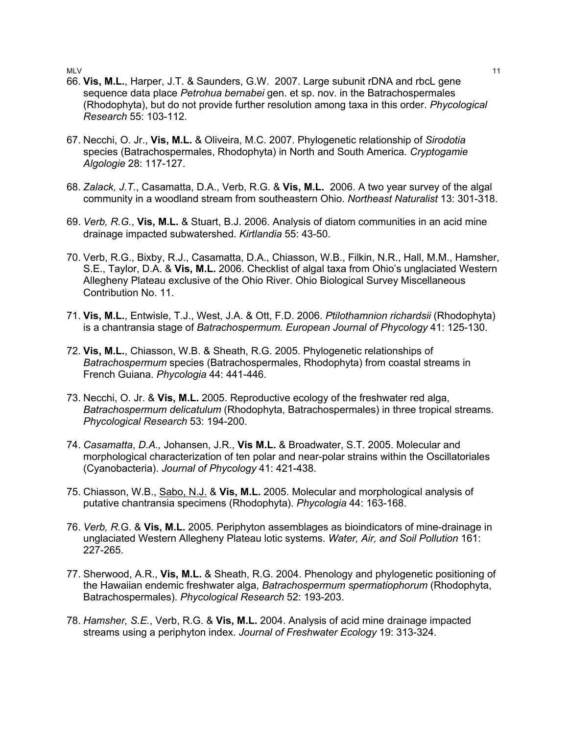66. **Vis, M.L.**, Harper, J.T. & Saunders, G.W. 2007. Large subunit rDNA and rbcL gene sequence data place *Petrohua bernabei* gen. et sp. nov. in the Batrachospermales (Rhodophyta), but do not provide further resolution among taxa in this order. *Phycological Research* 55: 103-112.

67. Necchi, O. Jr., **Vis, M.L.** & Oliveira, M.C. 2007. Phylogenetic relationship of *Sirodotia* species (Batrachospermales, Rhodophyta) in North and South America. *Cryptogamie Algologie* 28: 117-127.

68. *Zalack, J.T.*, Casamatta, D.A., Verb, R.G. & **Vis, M.L.** 2006. A two year survey of the algal community in a woodland stream from southeastern Ohio. *Northeast Naturalist* 13: 301-318.

69. *Verb, R.G.*, **Vis, M.L.** & Stuart, B.J. 2006. Analysis of diatom communities in an acid mine drainage impacted subwatershed. *Kirtlandia* 55: 43-50.

70. Verb, R.G., Bixby, R.J., Casamatta, D.A., Chiasson, W.B., Filkin, N.R., Hall, M.M., Hamsher, S.E., Taylor, D.A. & **Vis, M.L.** 2006. Checklist of algal taxa from Ohio's unglaciated Western Allegheny Plateau exclusive of the Ohio River. Ohio Biological Survey Miscellaneous Contribution No. 11.

71. **Vis, M.L.**, Entwisle, T.J., West, J.A. & Ott, F.D. 2006. *Ptilothamnion richardsii* (Rhodophyta) is a chantransia stage of *Batrachospermum. European Journal of Phycology* 41: 125-130.

72. **Vis, M.L.**, Chiasson, W.B. & Sheath, R.G. 2005. Phylogenetic relationships of *Batrachospermum* species (Batrachospermales, Rhodophyta) from coastal streams in French Guiana. *Phycologia* 44: 441-446.

73. Necchi, O. Jr. & **Vis, M.L.** 2005. Reproductive ecology of the freshwater red alga, *Batrachospermum delicatulum* (Rhodophyta, Batrachospermales) in three tropical streams. *Phycological Research* 53: 194-200.

74. *Casamatta*, *D.A.,* Johansen, J.R., **Vis M.L.** & Broadwater, S.T. 2005. Molecular and morphological characterization of ten polar and near-polar strains within the Oscillatoriales (Cyanobacteria). *Journal of Phycology* 41: 421-438.

75. Chiasson, W.B., <u>Sabo, N.J.</u> & **Vis, M.L.** 2005. Molecular and morphological analysis of putative chantransia specimens (Rhodophyta). *Phycologia* 44: 163-168.

76. *Verb, R.*G. & **Vis, M.L.** 2005. Periphyton assemblages as bioindicators of mine-drainage in unglaciated Western Allegheny Plateau lotic systems. *Water, Air, and Soil Pollution* 161: 227-265.

77. Sherwood, A.R., **Vis, M.L.** & Sheath, R.G. 2004. Phenology and phylogenetic positioning of the Hawaiian endemic freshwater alga, *Batrachospermum spermatiophorum* (Rhodophyta, Batrachospermales). *Phycological Research* 52: 193-203.

78. *Hamsher, S.E.*, Verb, R.G. & **Vis, M.L.** 2004. Analysis of acid mine drainage impacted streams using a periphyton index. *Journal of Freshwater Ecology* 19: 313-324.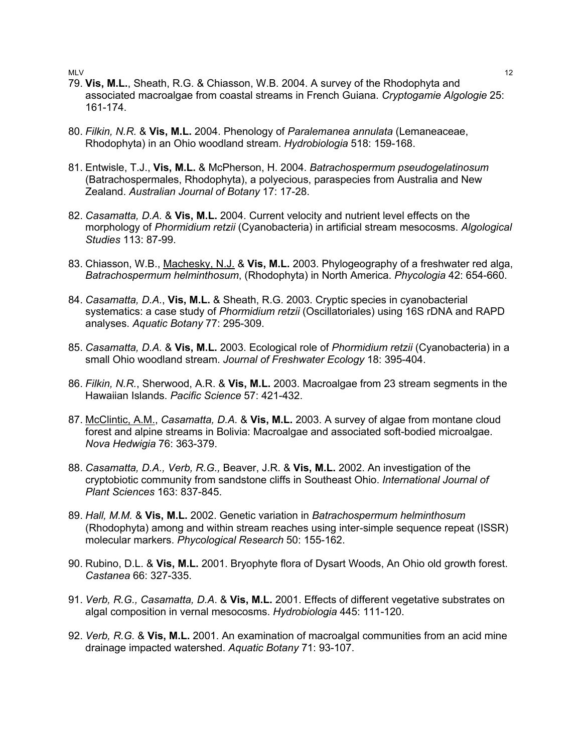79. **Vis, M.L.**, Sheath, R.G. & Chiasson, W.B. 2004. A survey of the Rhodophyta and associated macroalgae from coastal streams in French Guiana. *Cryptogamie Algologie* 25: 161-174.

80. *Filkin, N.R.* & **Vis, M.L.** 2004. Phenology of *Paralemanea annulata* (Lemaneaceae, Rhodophyta) in an Ohio woodland stream. *Hydrobiologia* 518: 159-168.

81. Entwisle, T.J., **Vis, M.L.** & McPherson, H. 2004. *Batrachospermum pseudogelatinosum* (Batrachospermales, Rhodophyta), a polyecious, paraspecies from Australia and New Zealand. *Australian Journal of Botany* 17: 17-28.

82. *Casamatta, D.A.* & **Vis, M.L.** 2004. Current velocity and nutrient level effects on the morphology of *Phormidium retzii* (Cyanobacteria) in artificial stream mesocosms. *Algological Studies* 113: 87-99.

83. Chiasson, W.B., <u>Machesky, N.J.</u> & **Vis, M.L.** 2003. Phylogeography of a freshwater red alga, *Batrachospermum helminthosum*, (Rhodophyta) in North America. *Phycologia* 42: 654-660.

84. *Casamatta, D.A.*, **Vis, M.L.** & Sheath, R.G. 2003. Cryptic species in cyanobacterial systematics: a case study of *Phormidium retzii* (Oscillatoriales) using 16S rDNA and RAPD analyses. *Aquatic Botany* 77: 295-309.

85. *Casamatta, D.A.* & **Vis, M.L.** 2003. Ecological role of *Phormidium retzii* (Cyanobacteria) in a small Ohio woodland stream. *Journal of Freshwater Ecology* 18: 395-404.

86. *Filkin, N.R.*, Sherwood, A.R. & **Vis, M.L.** 2003. Macroalgae from 23 stream segments in the Hawaiian Islands. *Pacific Science* 57: 421-432.

87. <u>McClintic, A.M.</u>, *Casamatta, D.A.* & **Vis, M.L.** 2003. A survey of algae from montane cloud forest and alpine streams in Bolivia: Macroalgae and associated soft-bodied microalgae. *Nova Hedwigia* 76: 363-379.

88. *Casamatta, D.A., Verb, R.G.,* Beaver, J.R. & **Vis, M.L.** 2002. An investigation of the cryptobiotic community from sandstone cliffs in Southeast Ohio. *International Journal of Plant Sciences* 163: 837-845.

89. *Hall, M.M.* & **Vis, M.L.** 2002. Genetic variation in *Batrachospermum helminthosum* (Rhodophyta) among and within stream reaches using inter-simple sequence repeat (ISSR) molecular markers. *Phycological Research* 50: 155-162.

90. Rubino, D.L. & **Vis, M.L.** 2001. Bryophyte flora of Dysart Woods, An Ohio old growth forest. *Castanea* 66: 327-335.

91. *Verb, R.G., Casamatta, D.A.* & **Vis, M.L.** 2001. Effects of different vegetative substrates on algal composition in vernal mesocosms. *Hydrobiologia* 445: 111-120.

92. *Verb, R.G.* & **Vis, M.L.** 2001. An examination of macroalgal communities from an acid mine drainage impacted watershed. *Aquatic Botany* 71: 93-107.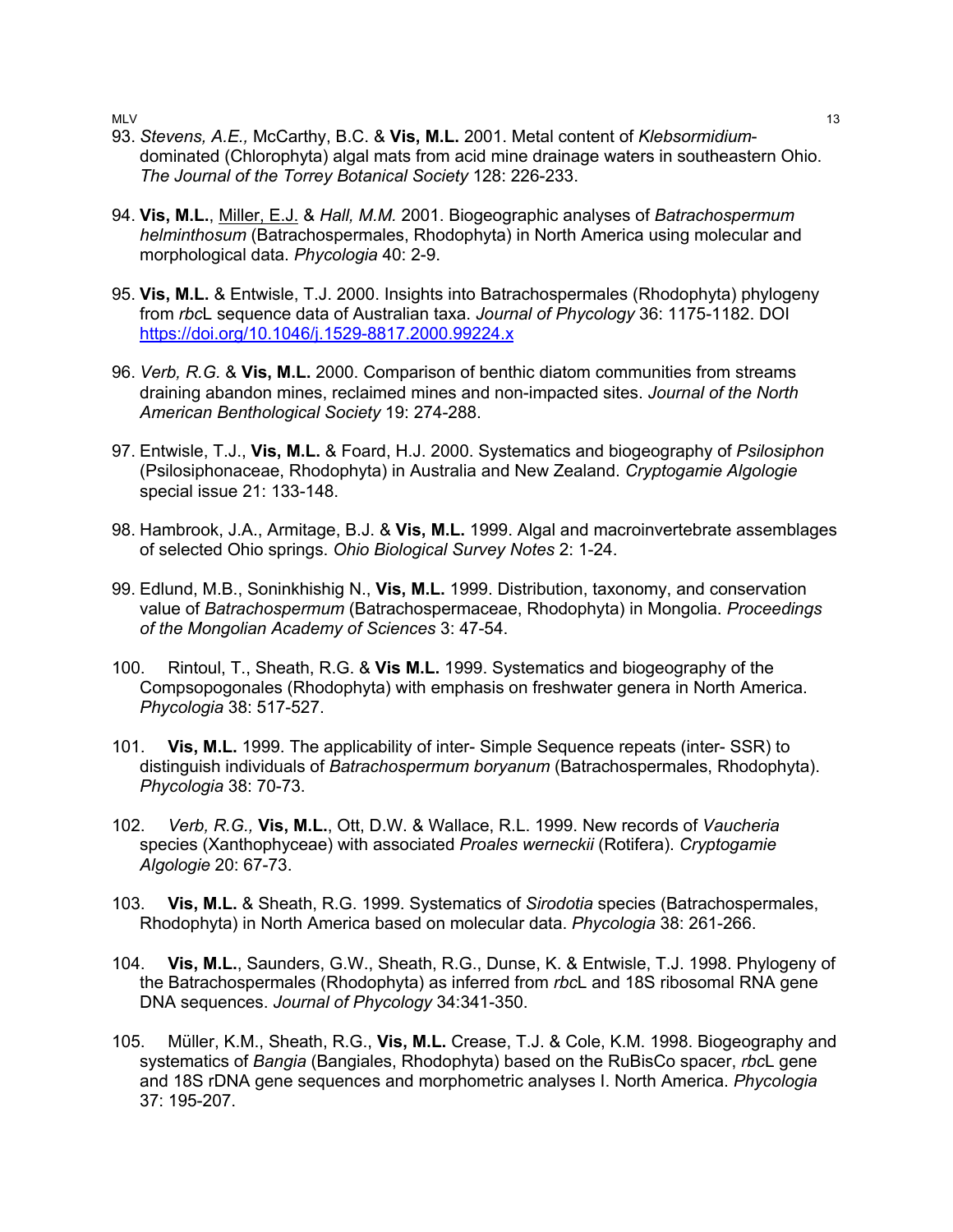93. *Stevens, A.E.,* McCarthy, B.C. & **Vis, M.L.** 2001. Metal content of *Klebsormidium*-dominated (Chlorophyta) algal mats from acid mine drainage waters in southeastern Ohio. *The Journal of the Torrey Botanical Society* 128: 226-233.

94. **Vis, M.L.**, <u>Miller, E.J.</u> & *Hall, M.M.* 2001. Biogeographic analyses of *Batrachospermum helminthosum* (Batrachospermales, Rhodophyta) in North America using molecular and morphological data. *Phycologia* 40: 2-9.

95. **Vis, M.L.** & Entwisle, T.J. 2000. Insights into Batrachospermales (Rhodophyta) phylogeny from *rbc*L sequence data of Australian taxa. *Journal of Phycology* 36: 1175-1182. DOI https://doi.org/10.1046/j.1529-8817.2000.99224.x

96. *Verb, R.G.* & **Vis, M.L.** 2000. Comparison of benthic diatom communities from streams draining abandon mines, reclaimed mines and non-impacted sites. *Journal of the North American Benthological Society* 19: 274-288.

97. Entwisle, T.J., **Vis, M.L.** & Foard, H.J. 2000. Systematics and biogeography of *Psilosiphon* (Psilosiphonaceae, Rhodophyta) in Australia and New Zealand. *Cryptogamie Algologie* special issue 21: 133-148.

98. Hambrook, J.A., Armitage, B.J. & **Vis, M.L.** 1999. Algal and macroinvertebrate assemblages of selected Ohio springs. *Ohio Biological Survey Notes* 2: 1-24.

99. Edlund, M.B., Soninkhishig N., **Vis, M.L.** 1999. Distribution, taxonomy, and conservation value of *Batrachospermum* (Batrachospermaceae, Rhodophyta) in Mongolia. *Proceedings of the Mongolian Academy of Sciences* 3: 47-54.

100. Rintoul, T., Sheath, R.G. & **Vis M.L.** 1999. Systematics and biogeography of the Compsopogonales (Rhodophyta) with emphasis on freshwater genera in North America. *Phycologia* 38: 517-527.

101. **Vis, M.L.** 1999. The applicability of inter- Simple Sequence repeats (inter- SSR) to distinguish individuals of *Batrachospermum boryanum* (Batrachospermales, Rhodophyta). *Phycologia* 38: 70-73.

102. *Verb, R.G.,* **Vis, M.L.**, Ott, D.W. & Wallace, R.L. 1999. New records of *Vaucheria* species (Xanthophyceae) with associated *Proales werneckii* (Rotifera). *Cryptogamie Algologie* 20: 67-73.

103. **Vis, M.L.** & Sheath, R.G. 1999. Systematics of *Sirodotia* species (Batrachospermales, Rhodophyta) in North America based on molecular data. *Phycologia* 38: 261-266.

104. **Vis, M.L.**, Saunders, G.W., Sheath, R.G., Dunse, K. & Entwisle, T.J. 1998. Phylogeny of the Batrachospermales (Rhodophyta) as inferred from *rbc*L and 18S ribosomal RNA gene DNA sequences. *Journal of Phycology* 34:341-350.

105. Müller, K.M., Sheath, R.G., **Vis, M.L.** Crease, T.J. & Cole, K.M. 1998. Biogeography and systematics of *Bangia* (Bangiales, Rhodophyta) based on the RuBisCo spacer, *rbc*L gene and 18S rDNA gene sequences and morphometric analyses I. North America. *Phycologia* 37: 195-207.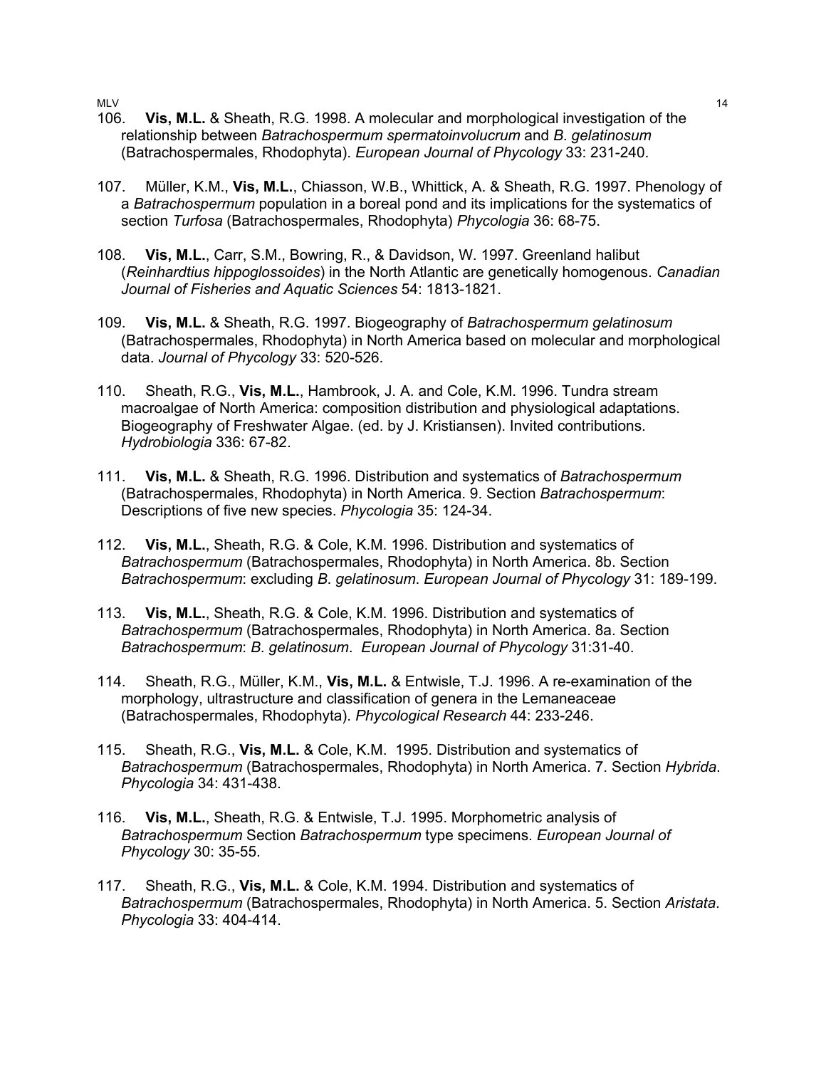106. **Vis, M.L.** & Sheath, R.G. 1998. A molecular and morphological investigation of the relationship between *Batrachospermum spermatoinvolucrum* and *B. gelatinosum* (Batrachospermales, Rhodophyta). *European Journal of Phycology* 33: 231-240.

107. Müller, K.M., **Vis, M.L.**, Chiasson, W.B., Whittick, A. & Sheath, R.G. 1997. Phenology of a *Batrachospermum* population in a boreal pond and its implications for the systematics of section *Turfosa* (Batrachospermales, Rhodophyta) *Phycologia* 36: 68-75.

108. **Vis, M.L.**, Carr, S.M., Bowring, R., & Davidson, W. 1997. Greenland halibut (*Reinhardtius hippoglossoides*) in the North Atlantic are genetically homogenous. *Canadian Journal of Fisheries and Aquatic Sciences* 54: 1813-1821.

109. **Vis, M.L.** & Sheath, R.G. 1997. Biogeography of *Batrachospermum gelatinosum* (Batrachospermales, Rhodophyta) in North America based on molecular and morphological data. *Journal of Phycology* 33: 520-526.

110. Sheath, R.G., **Vis, M.L.**, Hambrook, J. A. and Cole, K.M. 1996. Tundra stream macroalgae of North America: composition distribution and physiological adaptations. Biogeography of Freshwater Algae. (ed. by J. Kristiansen). Invited contributions. *Hydrobiologia* 336: 67-82.

111. **Vis, M.L.** & Sheath, R.G. 1996. Distribution and systematics of *Batrachospermum* (Batrachospermales, Rhodophyta) in North America. 9. Section *Batrachospermum*: Descriptions of five new species. *Phycologia* 35: 124-34.

112. **Vis, M.L.**, Sheath, R.G. & Cole, K.M. 1996. Distribution and systematics of *Batrachospermum* (Batrachospermales, Rhodophyta) in North America. 8b. Section *Batrachospermum*: excluding *B. gelatinosum*. *European Journal of Phycology* 31: 189-199.

113. **Vis, M.L.**, Sheath, R.G. & Cole, K.M. 1996. Distribution and systematics of *Batrachospermum* (Batrachospermales, Rhodophyta) in North America. 8a. Section *Batrachospermum*: *B. gelatinosum*. *European Journal of Phycology* 31:31-40.

114. Sheath, R.G., Müller, K.M., **Vis, M.L.** & Entwisle, T.J. 1996. A re-examination of the morphology, ultrastructure and classification of genera in the Lemaneaceae (Batrachospermales, Rhodophyta). *Phycological Research* 44: 233-246.

115. Sheath, R.G., **Vis, M.L.** & Cole, K.M. 1995. Distribution and systematics of *Batrachospermum* (Batrachospermales, Rhodophyta) in North America. 7. Section *Hybrida*. *Phycologia* 34: 431-438.

116. **Vis, M.L.**, Sheath, R.G. & Entwisle, T.J. 1995. Morphometric analysis of *Batrachospermum* Section *Batrachospermum* type specimens. *European Journal of Phycology* 30: 35-55.

117. Sheath, R.G., **Vis, M.L.** & Cole, K.M. 1994. Distribution and systematics of *Batrachospermum* (Batrachospermales, Rhodophyta) in North America. 5. Section *Aristata*. *Phycologia* 33: 404-414.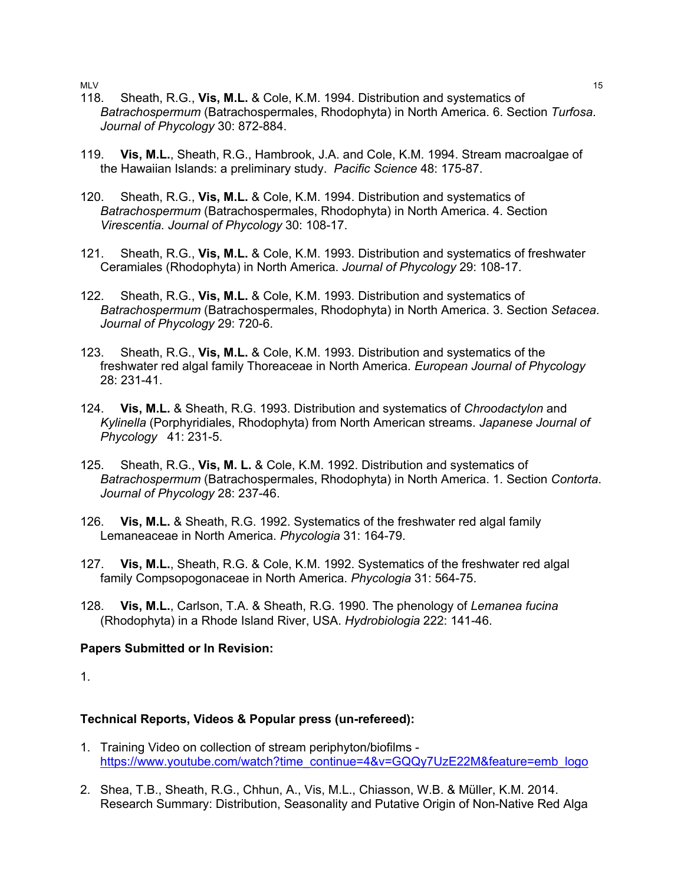118. Sheath, R.G., **Vis, M.L.** & Cole, K.M. 1994. Distribution and systematics of *Batrachospermum* (Batrachospermales, Rhodophyta) in North America. 6. Section *Turfosa*. *Journal of Phycology* 30: 872-884.

119. **Vis, M.L.**, Sheath, R.G., Hambrook, J.A. and Cole, K.M. 1994. Stream macroalgae of the Hawaiian Islands: a preliminary study. *Pacific Science* 48: 175-87.

120. Sheath, R.G., **Vis, M.L.** & Cole, K.M. 1994. Distribution and systematics of *Batrachospermum* (Batrachospermales, Rhodophyta) in North America. 4. Section *Virescentia*. *Journal of Phycology* 30: 108-17.

121. Sheath, R.G., **Vis, M.L.** & Cole, K.M. 1993. Distribution and systematics of freshwater Ceramiales (Rhodophyta) in North America. *Journal of Phycology* 29: 108-17.

122. Sheath, R.G., **Vis, M.L.** & Cole, K.M. 1993. Distribution and systematics of *Batrachospermum* (Batrachospermales, Rhodophyta) in North America. 3. Section *Setacea*. *Journal of Phycology* 29: 720-6.

123. Sheath, R.G., **Vis, M.L.** & Cole, K.M. 1993. Distribution and systematics of the freshwater red algal family Thoreaceae in North America. *European Journal of Phycology* 28: 231-41.

124. **Vis, M.L.** & Sheath, R.G. 1993. Distribution and systematics of *Chroodactylon* and *Kylinella* (Porphyridiales, Rhodophyta) from North American streams. *Japanese Journal of Phycology* 41: 231-5.

125. Sheath, R.G., **Vis, M. L.** & Cole, K.M. 1992. Distribution and systematics of *Batrachospermum* (Batrachospermales, Rhodophyta) in North America. 1. Section *Contorta*. *Journal of Phycology* 28: 237-46.

126. **Vis, M.L.** & Sheath, R.G. 1992. Systematics of the freshwater red algal family Lemaneaceae in North America. *Phycologia* 31: 164-79.

127. **Vis, M.L.**, Sheath, R.G. & Cole, K.M. 1992. Systematics of the freshwater red algal family Compsopogonaceae in North America. *Phycologia* 31: 564-75.

128. **Vis, M.L.**, Carlson, T.A. & Sheath, R.G. 1990. The phenology of *Lemanea fucina* (Rhodophyta) in a Rhode Island River, USA. *Hydrobiologia* 222: 141-46.

**Papers Submitted or In Revision:**

1.

**Technical Reports, Videos & Popular press (un-refereed):**

1. Training Video on collection of stream periphyton/biofilms - https://www.youtube.com/watch?time_continue=4&v=GQQy7UzE22M&feature=emb_logo

2. Shea, T.B., Sheath, R.G., Chhun, A., Vis, M.L., Chiasson, W.B. & Müller, K.M. 2014. Research Summary: Distribution, Seasonality and Putative Origin of Non-Native Red Alga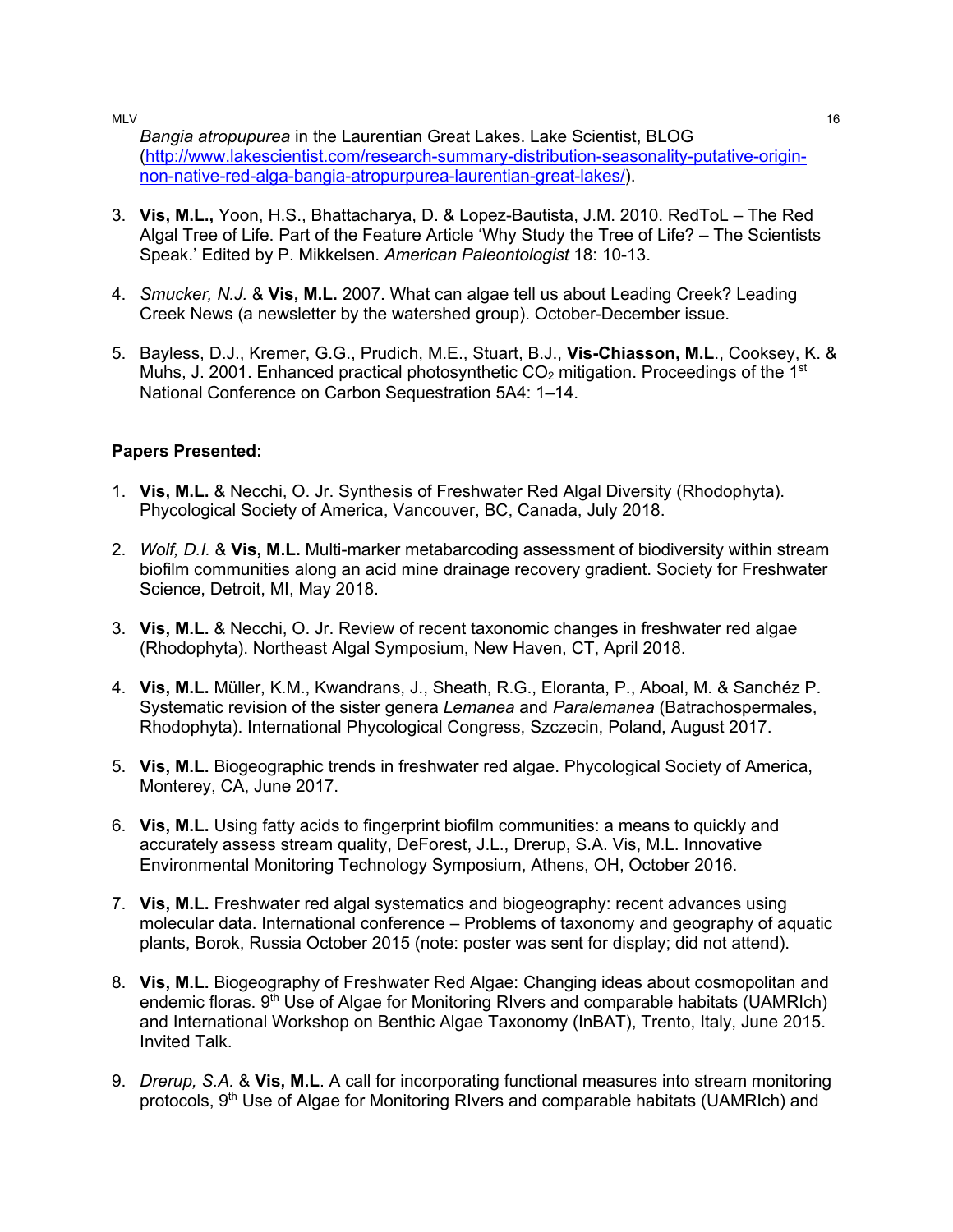*Bangia atropupurea* in the Laurentian Great Lakes. Lake Scientist, BLOG (http://www.lakescientist.com/research-summary-distribution-seasonality-putative-origin-non-native-red-alga-bangia-atropurpurea-laurentian-great-lakes/).

3. **Vis, M.L.,** Yoon, H.S., Bhattacharya, D. & Lopez-Bautista, J.M. 2010. RedToL – The Red Algal Tree of Life. Part of the Feature Article 'Why Study the Tree of Life? – The Scientists Speak.' Edited by P. Mikkelsen. *American Paleontologist* 18: 10-13.

4. *Smucker, N.J.* & **Vis, M.L.** 2007. What can algae tell us about Leading Creek? Leading Creek News (a newsletter by the watershed group). October-December issue.

5. Bayless, D.J., Kremer, G.G., Prudich, M.E., Stuart, B.J., **Vis-Chiasson, M.L**., Cooksey, K. & Muhs, J. 2001. Enhanced practical photosynthetic $CO_2$ mitigation. Proceedings of the 1st National Conference on Carbon Sequestration 5A4: 1–14.

**Papers Presented:**

1. **Vis, M.L.** & Necchi, O. Jr. Synthesis of Freshwater Red Algal Diversity (Rhodophyta). Phycological Society of America, Vancouver, BC, Canada, July 2018.

2. *Wolf, D.I.* & **Vis, M.L.** Multi-marker metabarcoding assessment of biodiversity within stream biofilm communities along an acid mine drainage recovery gradient. Society for Freshwater Science, Detroit, MI, May 2018.

3. **Vis, M.L.** & Necchi, O. Jr. Review of recent taxonomic changes in freshwater red algae (Rhodophyta). Northeast Algal Symposium, New Haven, CT, April 2018.

4. **Vis, M.L.** Müller, K.M., Kwandrans, J., Sheath, R.G., Eloranta, P., Aboal, M. & Sanchéz P. Systematic revision of the sister genera *Lemanea* and *Paralemanea* (Batrachospermales, Rhodophyta). International Phycological Congress, Szczecin, Poland, August 2017.

5. **Vis, M.L.** Biogeographic trends in freshwater red algae. Phycological Society of America, Monterey, CA, June 2017.

6. **Vis, M.L.** Using fatty acids to fingerprint biofilm communities: a means to quickly and accurately assess stream quality, DeForest, J.L., Drerup, S.A. Vis, M.L. Innovative Environmental Monitoring Technology Symposium, Athens, OH, October 2016.

7. **Vis, M.L.** Freshwater red algal systematics and biogeography: recent advances using molecular data. International conference – Problems of taxonomy and geography of aquatic plants, Borok, Russia October 2015 (note: poster was sent for display; did not attend).

8. **Vis, M.L.** Biogeography of Freshwater Red Algae: Changing ideas about cosmopolitan and endemic floras. 9th Use of Algae for Monitoring RIvers and comparable habitats (UAMRIch) and International Workshop on Benthic Algae Taxonomy (InBAT), Trento, Italy, June 2015. Invited Talk.

9. *Drerup, S.A.* & **Vis, M.L**. A call for incorporating functional measures into stream monitoring protocols, 9th Use of Algae for Monitoring RIvers and comparable habitats (UAMRIch) and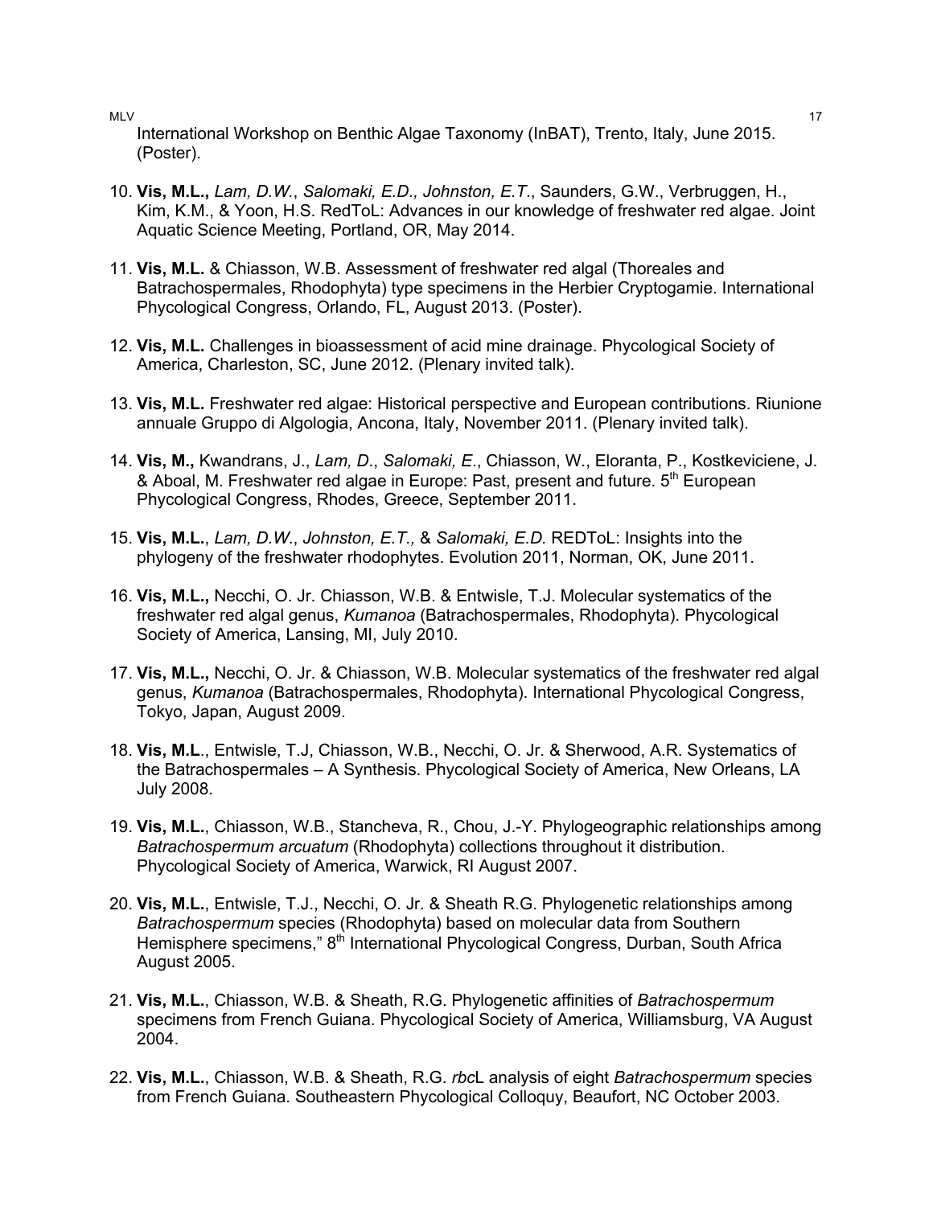International Workshop on Benthic Algae Taxonomy (InBAT), Trento, Italy, June 2015. (Poster).

10. **Vis, M.L.,** *Lam, D.W.*, *Salomaki, E.D., Johnston, E.T*., Saunders, G.W., Verbruggen, H., Kim, K.M., & Yoon, H.S. RedToL: Advances in our knowledge of freshwater red algae. Joint Aquatic Science Meeting, Portland, OR, May 2014.

11. **Vis, M.L.** & Chiasson, W.B. Assessment of freshwater red algal (Thoreales and Batrachospermales, Rhodophyta) type specimens in the Herbier Cryptogamie. International Phycological Congress, Orlando, FL, August 2013. (Poster).

12. **Vis, M.L.** Challenges in bioassessment of acid mine drainage. Phycological Society of America, Charleston, SC, June 2012. (Plenary invited talk).

13. **Vis, M.L.** Freshwater red algae: Historical perspective and European contributions. Riunione annuale Gruppo di Algologia, Ancona, Italy, November 2011. (Plenary invited talk).

14. **Vis, M.,** Kwandrans, J., *Lam, D*., *Salomaki, E*., Chiasson, W., Eloranta, P., Kostkeviciene, J. & Aboal, M. Freshwater red algae in Europe: Past, present and future. 5th European Phycological Congress, Rhodes, Greece, September 2011.

15. **Vis, M.L.**, *Lam, D.W*., *Johnston, E.T.,* & *Salomaki, E.D.* REDToL: Insights into the phylogeny of the freshwater rhodophytes. Evolution 2011, Norman, OK, June 2011.

16. **Vis, M.L.,** Necchi, O. Jr. Chiasson, W.B. & Entwisle, T.J. Molecular systematics of the freshwater red algal genus, *Kumanoa* (Batrachospermales, Rhodophyta). Phycological Society of America, Lansing, MI, July 2010.

17. **Vis, M.L.,** Necchi, O. Jr. & Chiasson, W.B. Molecular systematics of the freshwater red algal genus, *Kumanoa* (Batrachospermales, Rhodophyta). International Phycological Congress, Tokyo, Japan, August 2009.

18. **Vis, M.L**., Entwisle, T.J, Chiasson, W.B., Necchi, O. Jr. & Sherwood, A.R. Systematics of the Batrachospermales – A Synthesis. Phycological Society of America, New Orleans, LA July 2008.

19. **Vis, M.L.**, Chiasson, W.B., Stancheva, R., Chou, J.-Y. Phylogeographic relationships among *Batrachospermum arcuatum* (Rhodophyta) collections throughout it distribution. Phycological Society of America, Warwick, RI August 2007.

20. **Vis, M.L.**, Entwisle, T.J., Necchi, O. Jr. & Sheath R.G. Phylogenetic relationships among *Batrachospermum* species (Rhodophyta) based on molecular data from Southern Hemisphere specimens," 8th International Phycological Congress, Durban, South Africa August 2005.

21. **Vis, M.L.**, Chiasson, W.B. & Sheath, R.G. Phylogenetic affinities of *Batrachospermum* specimens from French Guiana. Phycological Society of America, Williamsburg, VA August 2004.

22. **Vis, M.L.**, Chiasson, W.B. & Sheath, R.G. *rbc*L analysis of eight *Batrachospermum* species from French Guiana. Southeastern Phycological Colloquy, Beaufort, NC October 2003.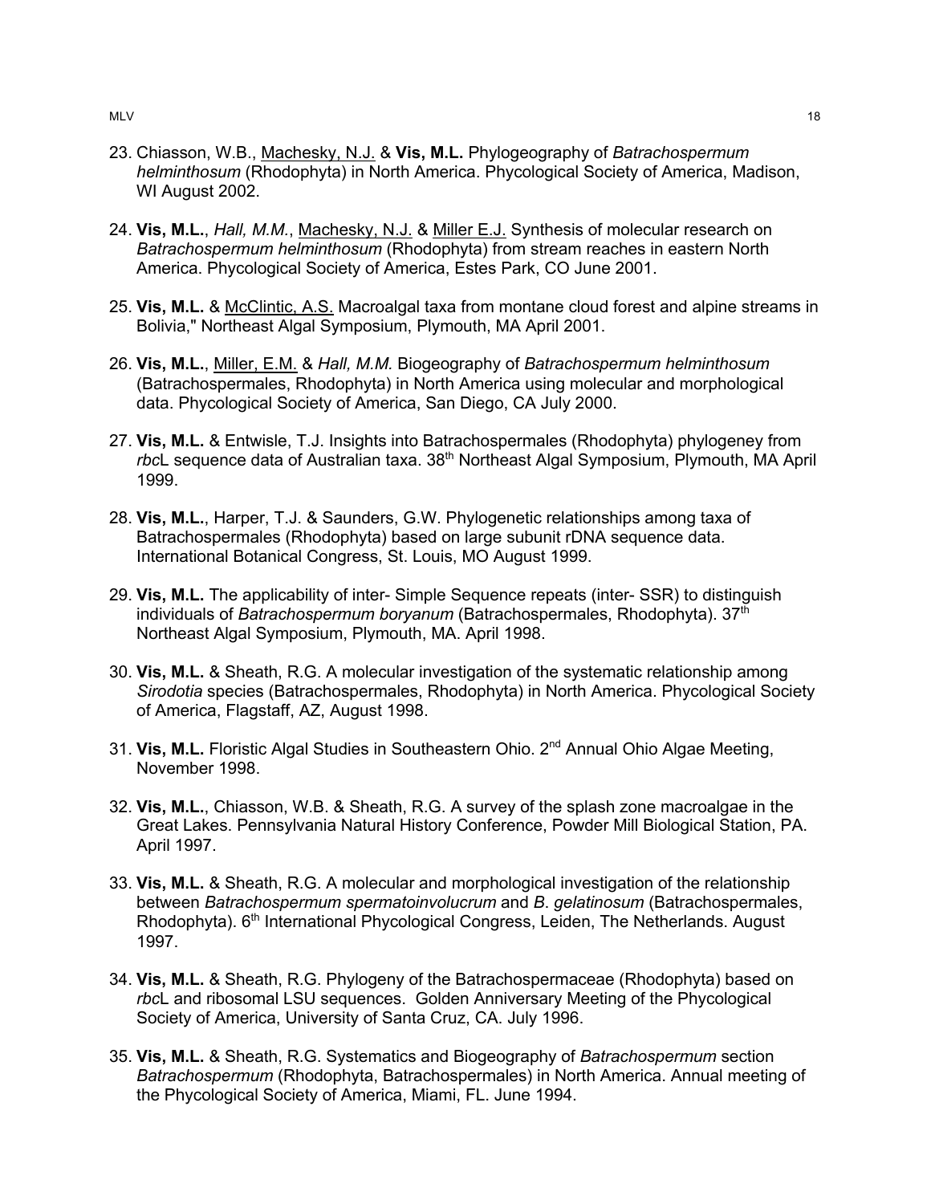23. Chiasson, W.B., Machesky, N.J. & **Vis, M.L.** Phylogeography of *Batrachospermum helminthosum* (Rhodophyta) in North America. Phycological Society of America, Madison, WI August 2002.

24. **Vis, M.L.**, *Hall, M.M.*, Machesky, N.J. & Miller E.J. Synthesis of molecular research on *Batrachospermum helminthosum* (Rhodophyta) from stream reaches in eastern North America. Phycological Society of America, Estes Park, CO June 2001.

25. **Vis, M.L.** & McClintic, A.S. Macroalgal taxa from montane cloud forest and alpine streams in Bolivia," Northeast Algal Symposium, Plymouth, MA April 2001.

26. **Vis, M.L.**, Miller, E.M. & *Hall, M.M.* Biogeography of *Batrachospermum helminthosum* (Batrachospermales, Rhodophyta) in North America using molecular and morphological data. Phycological Society of America, San Diego, CA July 2000.

27. **Vis, M.L.** & Entwisle, T.J. Insights into Batrachospermales (Rhodophyta) phylogeney from *rbc*L sequence data of Australian taxa. 38th Northeast Algal Symposium, Plymouth, MA April 1999.

28. **Vis, M.L.**, Harper, T.J. & Saunders, G.W. Phylogenetic relationships among taxa of Batrachospermales (Rhodophyta) based on large subunit rDNA sequence data. International Botanical Congress, St. Louis, MO August 1999.

29. **Vis, M.L.** The applicability of inter- Simple Sequence repeats (inter- SSR) to distinguish individuals of *Batrachospermum boryanum* (Batrachospermales, Rhodophyta). 37th Northeast Algal Symposium, Plymouth, MA. April 1998.

30. **Vis, M.L.** & Sheath, R.G. A molecular investigation of the systematic relationship among *Sirodotia* species (Batrachospermales, Rhodophyta) in North America. Phycological Society of America, Flagstaff, AZ, August 1998.

31. **Vis, M.L.** Floristic Algal Studies in Southeastern Ohio. 2nd Annual Ohio Algae Meeting, November 1998.

32. **Vis, M.L.**, Chiasson, W.B. & Sheath, R.G. A survey of the splash zone macroalgae in the Great Lakes. Pennsylvania Natural History Conference, Powder Mill Biological Station, PA. April 1997.

33. **Vis, M.L.** & Sheath, R.G. A molecular and morphological investigation of the relationship between *Batrachospermum spermatoinvolucrum* and *B. gelatinosum* (Batrachospermales, Rhodophyta). 6th International Phycological Congress, Leiden, The Netherlands. August 1997.

34. **Vis, M.L.** & Sheath, R.G. Phylogeny of the Batrachospermaceae (Rhodophyta) based on *rbc*L and ribosomal LSU sequences. Golden Anniversary Meeting of the Phycological Society of America, University of Santa Cruz, CA. July 1996.

35. **Vis, M.L.** & Sheath, R.G. Systematics and Biogeography of *Batrachospermum* section *Batrachospermum* (Rhodophyta, Batrachospermales) in North America. Annual meeting of the Phycological Society of America, Miami, FL. June 1994.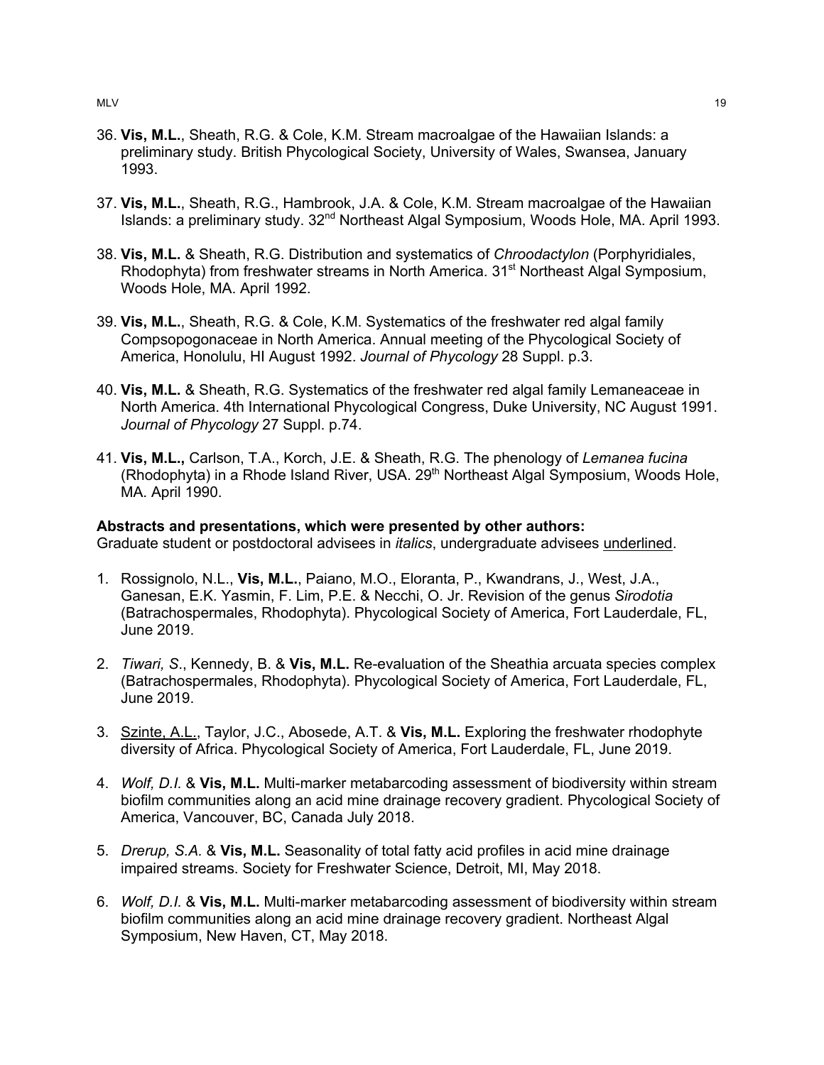36. **Vis, M.L.**, Sheath, R.G. & Cole, K.M. Stream macroalgae of the Hawaiian Islands: a preliminary study. British Phycological Society, University of Wales, Swansea, January 1993.

37. **Vis, M.L.**, Sheath, R.G., Hambrook, J.A. & Cole, K.M. Stream macroalgae of the Hawaiian Islands: a preliminary study. 32nd Northeast Algal Symposium, Woods Hole, MA. April 1993.

38. **Vis, M.L.** & Sheath, R.G. Distribution and systematics of *Chroodactylon* (Porphyridiales, Rhodophyta) from freshwater streams in North America. 31st Northeast Algal Symposium, Woods Hole, MA. April 1992.

39. **Vis, M.L.**, Sheath, R.G. & Cole, K.M. Systematics of the freshwater red algal family Compsopogonaceae in North America. Annual meeting of the Phycological Society of America, Honolulu, HI August 1992. *Journal of Phycology* 28 Suppl. p.3.

40. **Vis, M.L.** & Sheath, R.G. Systematics of the freshwater red algal family Lemaneaceae in North America. 4th International Phycological Congress, Duke University, NC August 1991. *Journal of Phycology* 27 Suppl. p.74.

41. **Vis, M.L.,** Carlson, T.A., Korch, J.E. & Sheath, R.G. The phenology of *Lemanea fucina* (Rhodophyta) in a Rhode Island River, USA. 29th Northeast Algal Symposium, Woods Hole, MA. April 1990.

**Abstracts and presentations, which were presented by other authors:**
Graduate student or postdoctoral advisees in *italics*, undergraduate advisees <u>underlined</u>.

1. Rossignolo, N.L., **Vis, M.L.**, Paiano, M.O., Eloranta, P., Kwandrans, J., West, J.A., Ganesan, E.K. Yasmin, F. Lim, P.E. & Necchi, O. Jr. Revision of the genus *Sirodotia* (Batrachospermales, Rhodophyta). Phycological Society of America, Fort Lauderdale, FL, June 2019.

2. *Tiwari, S*., Kennedy, B. & **Vis, M.L.** Re-evaluation of the Sheathia arcuata species complex (Batrachospermales, Rhodophyta). Phycological Society of America, Fort Lauderdale, FL, June 2019.

3. <u>Szinte, A.L.</u>, Taylor, J.C., Abosede, A.T. & **Vis, M.L.** Exploring the freshwater rhodophyte diversity of Africa. Phycological Society of America, Fort Lauderdale, FL, June 2019.

4. *Wolf, D.I.* & **Vis, M.L.** Multi-marker metabarcoding assessment of biodiversity within stream biofilm communities along an acid mine drainage recovery gradient. Phycological Society of America, Vancouver, BC, Canada July 2018.

5. *Drerup, S.A.* & **Vis, M.L.** Seasonality of total fatty acid profiles in acid mine drainage impaired streams. Society for Freshwater Science, Detroit, MI, May 2018.

6. *Wolf, D.I.* & **Vis, M.L.** Multi-marker metabarcoding assessment of biodiversity within stream biofilm communities along an acid mine drainage recovery gradient. Northeast Algal Symposium, New Haven, CT, May 2018.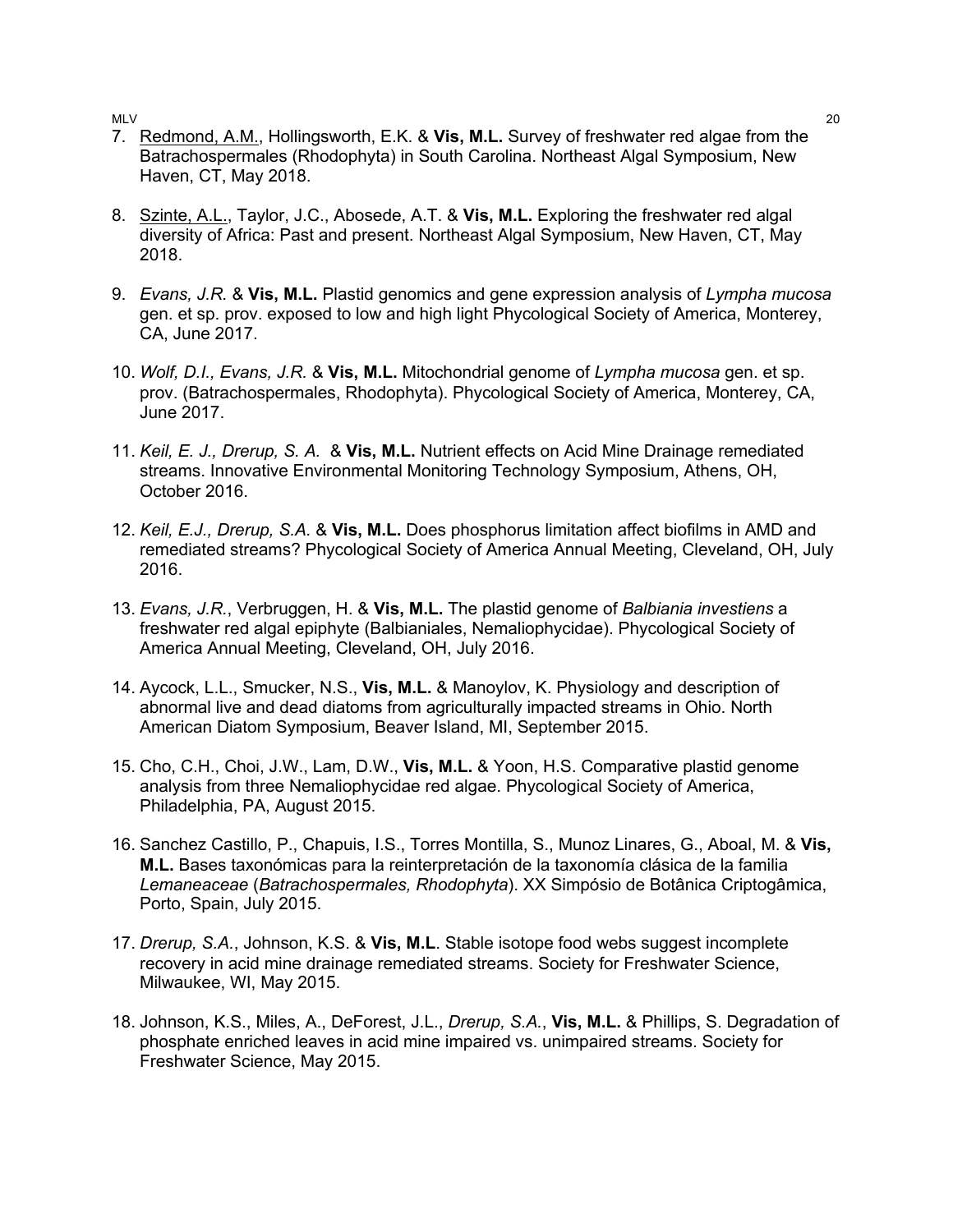7. <u>Redmond, A.M.</u>, Hollingsworth, E.K. & **Vis, M.L.** Survey of freshwater red algae from the Batrachospermales (Rhodophyta) in South Carolina. Northeast Algal Symposium, New Haven, CT, May 2018.

8. <u>Szinte, A.L.</u>, Taylor, J.C., Abosede, A.T. & **Vis, M.L.** Exploring the freshwater red algal diversity of Africa: Past and present. Northeast Algal Symposium, New Haven, CT, May 2018.

9. *Evans, J.R.* & **Vis, M.L.** Plastid genomics and gene expression analysis of *Lympha mucosa* gen. et sp. prov. exposed to low and high light Phycological Society of America, Monterey, CA, June 2017.

10. *Wolf, D.I., Evans, J.R.* & **Vis, M.L.** Mitochondrial genome of *Lympha mucosa* gen. et sp. prov. (Batrachospermales, Rhodophyta). Phycological Society of America, Monterey, CA, June 2017.

11. *Keil, E. J., Drerup, S. A.* & **Vis, M.L.** Nutrient effects on Acid Mine Drainage remediated streams. Innovative Environmental Monitoring Technology Symposium, Athens, OH, October 2016.

12. *Keil, E.J., Drerup, S.A.* & **Vis, M.L.** Does phosphorus limitation affect biofilms in AMD and remediated streams? Phycological Society of America Annual Meeting, Cleveland, OH, July 2016.

13. *Evans, J.R.*, Verbruggen, H. & **Vis, M.L.** The plastid genome of *Balbiania investiens* a freshwater red algal epiphyte (Balbianiales, Nemaliophycidae). Phycological Society of America Annual Meeting, Cleveland, OH, July 2016.

14. Aycock, L.L., Smucker, N.S., **Vis, M.L.** & Manoylov, K. Physiology and description of abnormal live and dead diatoms from agriculturally impacted streams in Ohio. North American Diatom Symposium, Beaver Island, MI, September 2015.

15. Cho, C.H., Choi, J.W., Lam, D.W., **Vis, M.L.** & Yoon, H.S. Comparative plastid genome analysis from three Nemaliophycidae red algae. Phycological Society of America, Philadelphia, PA, August 2015.

16. Sanchez Castillo, P., Chapuis, I.S., Torres Montilla, S., Munoz Linares, G., Aboal, M. & **Vis, M.L.** Bases taxonómicas para la reinterpretación de la taxonomía clásica de la familia *Lemaneaceae* (*Batrachospermales, Rhodophyta*). XX Simpósio de Botânica Criptogâmica, Porto, Spain, July 2015.

17. *Drerup, S.A.*, Johnson, K.S. & **Vis, M.L**. Stable isotope food webs suggest incomplete recovery in acid mine drainage remediated streams. Society for Freshwater Science, Milwaukee, WI, May 2015.

18. Johnson, K.S., Miles, A., DeForest, J.L., *Drerup, S.A.*, **Vis, M.L.** & Phillips, S. Degradation of phosphate enriched leaves in acid mine impaired vs. unimpaired streams. Society for Freshwater Science, May 2015.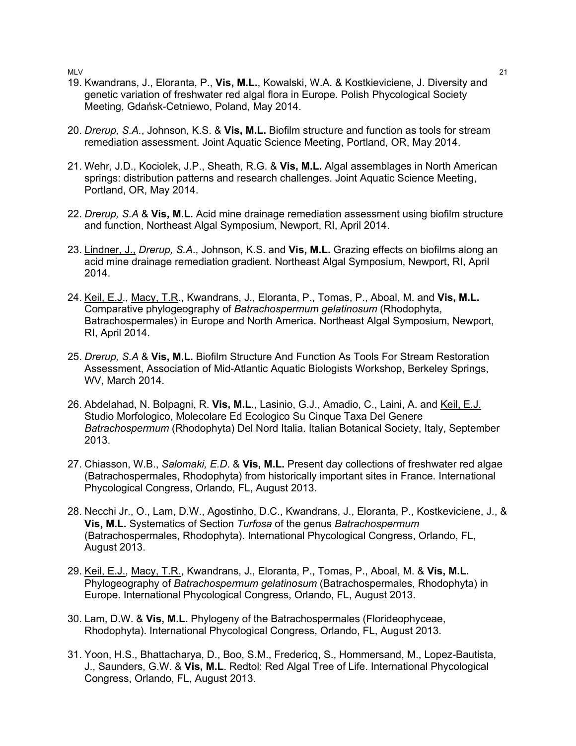19. Kwandrans, J., Eloranta, P., **Vis, M.L.**, Kowalski, W.A. & Kostkieviciene, J. Diversity and genetic variation of freshwater red algal flora in Europe. Polish Phycological Society Meeting, Gdańsk-Cetniewo, Poland, May 2014.

20. *Drerup, S.A.*, Johnson, K.S. & **Vis, M.L.** Biofilm structure and function as tools for stream remediation assessment. Joint Aquatic Science Meeting, Portland, OR, May 2014.

21. Wehr, J.D., Kociolek, J.P., Sheath, R.G. & **Vis, M.L.** Algal assemblages in North American springs: distribution patterns and research challenges. Joint Aquatic Science Meeting, Portland, OR, May 2014.

22. *Drerup, S.A* & **Vis, M.L.** Acid mine drainage remediation assessment using biofilm structure and function, Northeast Algal Symposium, Newport, RI, April 2014.

23. <u>Lindner, J.,</u> *Drerup, S.A.*, Johnson, K.S. and **Vis, M.L.** Grazing effects on biofilms along an acid mine drainage remediation gradient. Northeast Algal Symposium, Newport, RI, April 2014.

24. <u>Keil, E.J.</u>, <u>Macy, T.R</u>., Kwandrans, J., Eloranta, P., Tomas, P., Aboal, M. and **Vis, M.L.** Comparative phylogeography of *Batrachospermum gelatinosum* (Rhodophyta, Batrachospermales) in Europe and North America. Northeast Algal Symposium, Newport, RI, April 2014.

25. *Drerup, S.A* & **Vis, M.L.** Biofilm Structure And Function As Tools For Stream Restoration Assessment, Association of Mid-Atlantic Aquatic Biologists Workshop, Berkeley Springs, WV, March 2014.

26. Abdelahad, N. Bolpagni, R. **Vis, M.L**., Lasinio, G.J., Amadio, C., Laini, A. and <u>Keil, E.J.</u> Studio Morfologico, Molecolare Ed Ecologico Su Cinque Taxa Del Genere *Batrachospermum* (Rhodophyta) Del Nord Italia. Italian Botanical Society, Italy, September 2013.

27. Chiasson, W.B., *Salomaki, E.D.* & **Vis, M.L.** Present day collections of freshwater red algae (Batrachospermales, Rhodophyta) from historically important sites in France. International Phycological Congress, Orlando, FL, August 2013.

28. Necchi Jr., O., Lam, D.W., Agostinho, D.C., Kwandrans, J., Eloranta, P., Kostkeviciene, J., & **Vis, M.L.** Systematics of Section *Turfosa* of the genus *Batrachospermum* (Batrachospermales, Rhodophyta). International Phycological Congress, Orlando, FL, August 2013.

29. <u>Keil, E.J.</u>, <u>Macy, T.R.</u>, Kwandrans, J., Eloranta, P., Tomas, P., Aboal, M. & **Vis, M.L.** Phylogeography of *Batrachospermum gelatinosum* (Batrachospermales, Rhodophyta) in Europe. International Phycological Congress, Orlando, FL, August 2013.

30. Lam, D.W. & **Vis, M.L.** Phylogeny of the Batrachospermales (Florideophyceae, Rhodophyta). International Phycological Congress, Orlando, FL, August 2013.

31. Yoon, H.S., Bhattacharya, D., Boo, S.M., Fredericq, S., Hommersand, M., Lopez-Bautista, J., Saunders, G.W. & **Vis, M.L**. Redtol: Red Algal Tree of Life. International Phycological Congress, Orlando, FL, August 2013.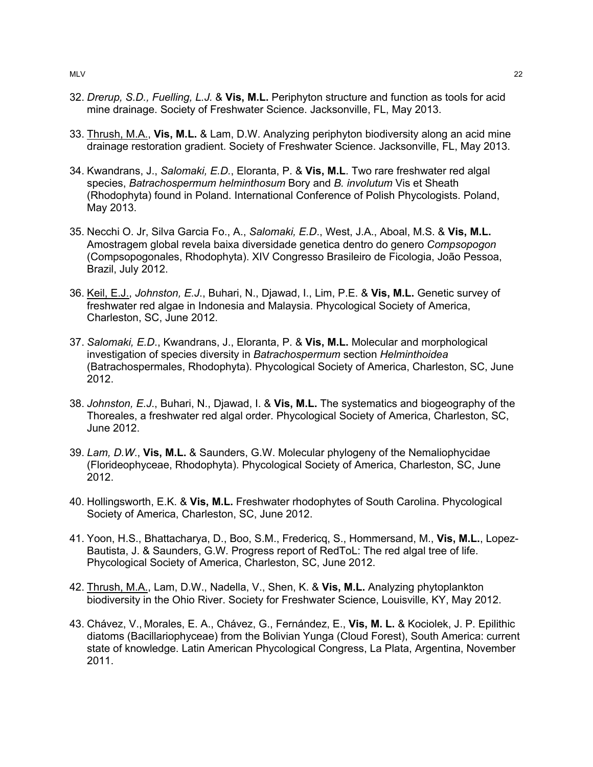32. *Drerup, S.D., Fuelling, L.J.* & **Vis, M.L.** Periphyton structure and function as tools for acid mine drainage. Society of Freshwater Science. Jacksonville, FL, May 2013.

33. <u>Thrush, M.A.</u>, **Vis, M.L.** & Lam, D.W. Analyzing periphyton biodiversity along an acid mine drainage restoration gradient. Society of Freshwater Science. Jacksonville, FL, May 2013.

34. Kwandrans, J., *Salomaki, E.D.*, Eloranta, P. & **Vis, M.L**. Two rare freshwater red algal species, *Batrachospermum helminthosum* Bory and *B. involutum* Vis et Sheath (Rhodophyta) found in Poland. International Conference of Polish Phycologists. Poland, May 2013.

35. Necchi O. Jr, Silva Garcia Fo., A., *Salomaki, E.D*., West, J.A., Aboal, M.S. & **Vis, M.L.** Amostragem global revela baixa diversidade genetica dentro do genero *Compsopogon* (Compsopogonales, Rhodophyta). XIV Congresso Brasileiro de Ficologia, João Pessoa, Brazil, July 2012.

36. <u>Keil, E.J.</u>, *Johnston, E.J*., Buhari, N., Djawad, I., Lim, P.E. & **Vis, M.L.** Genetic survey of freshwater red algae in Indonesia and Malaysia. Phycological Society of America, Charleston, SC, June 2012.

37. *Salomaki, E.D*., Kwandrans, J., Eloranta, P. & **Vis, M.L.** Molecular and morphological investigation of species diversity in *Batrachospermum* section *Helminthoidea* (Batrachospermales, Rhodophyta). Phycological Society of America, Charleston, SC, June 2012.

38. *Johnston, E.J*., Buhari, N., Djawad, I. & **Vis, M.L.** The systematics and biogeography of the Thoreales, a freshwater red algal order. Phycological Society of America, Charleston, SC, June 2012.

39. *Lam, D.W*., **Vis, M.L.** & Saunders, G.W. Molecular phylogeny of the Nemaliophycidae (Florideophyceae, Rhodophyta). Phycological Society of America, Charleston, SC, June 2012.

40. Hollingsworth, E.K. & **Vis, M.L.** Freshwater rhodophytes of South Carolina. Phycological Society of America, Charleston, SC, June 2012.

41. Yoon, H.S., Bhattacharya, D., Boo, S.M., Fredericq, S., Hommersand, M., **Vis, M.L.**, Lopez-Bautista, J. & Saunders, G.W. Progress report of RedToL: The red algal tree of life. Phycological Society of America, Charleston, SC, June 2012.

42. <u>Thrush, M.A.</u>, Lam, D.W., Nadella, V., Shen, K. & **Vis, M.L.** Analyzing phytoplankton biodiversity in the Ohio River. Society for Freshwater Science, Louisville, KY, May 2012.

43. Chávez, V., Morales, E. A., Chávez, G., Fernández, E., **Vis, M. L.** & Kociolek, J. P. Epilithic diatoms (Bacillariophyceae) from the Bolivian Yunga (Cloud Forest), South America: current state of knowledge. Latin American Phycological Congress, La Plata, Argentina, November 2011.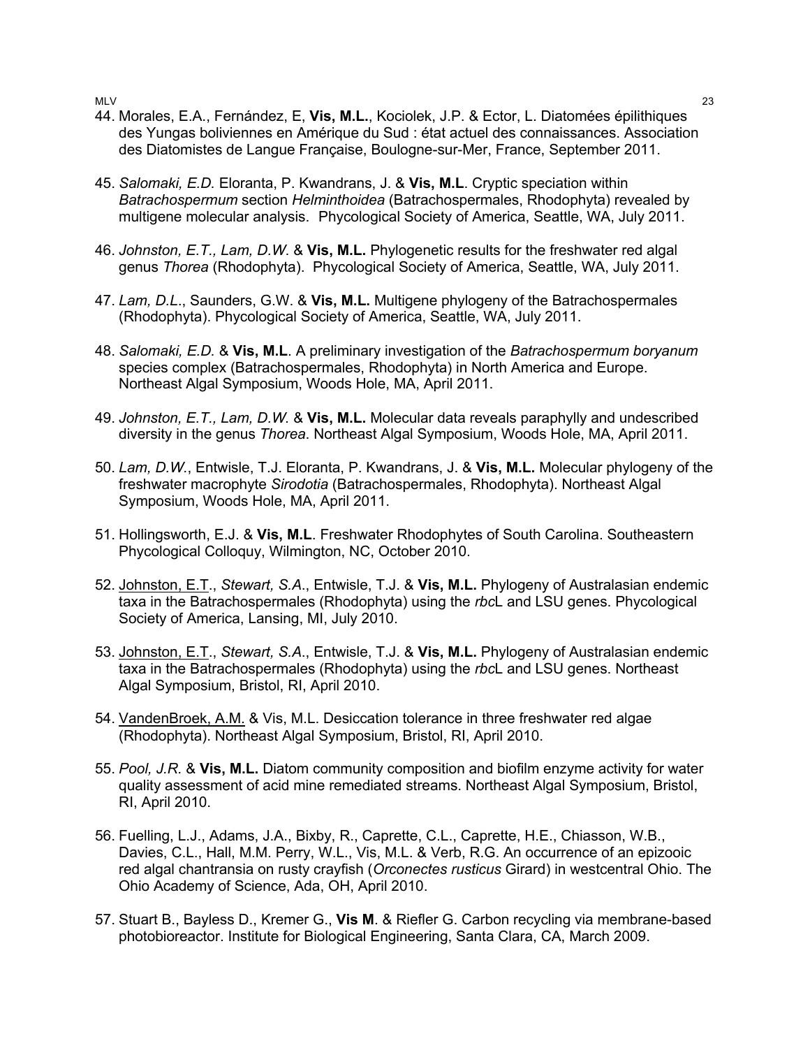44. Morales, E.A., Fernández, E, **Vis, M.L.**, Kociolek, J.P. & Ector, L. Diatomées épilithiques des Yungas boliviennes en Amérique du Sud : état actuel des connaissances. Association des Diatomistes de Langue Française, Boulogne-sur-Mer, France, September 2011.

45. *Salomaki, E.D.* Eloranta, P. Kwandrans, J. & **Vis, M.L**. Cryptic speciation within *Batrachospermum* section *Helminthoidea* (Batrachospermales, Rhodophyta) revealed by multigene molecular analysis. Phycological Society of America, Seattle, WA, July 2011.

46. *Johnston, E.T., Lam, D.W.* & **Vis, M.L.** Phylogenetic results for the freshwater red algal genus *Thorea* (Rhodophyta). Phycological Society of America, Seattle, WA, July 2011.

47. *Lam, D.L*., Saunders, G.W. & **Vis, M.L.** Multigene phylogeny of the Batrachospermales (Rhodophyta). Phycological Society of America, Seattle, WA, July 2011.

48. *Salomaki, E.D.* & **Vis, M.L**. A preliminary investigation of the *Batrachospermum boryanum* species complex (Batrachospermales, Rhodophyta) in North America and Europe. Northeast Algal Symposium, Woods Hole, MA, April 2011.

49. *Johnston, E.T., Lam, D.W.* & **Vis, M.L.** Molecular data reveals paraphylly and undescribed diversity in the genus *Thorea*. Northeast Algal Symposium, Woods Hole, MA, April 2011.

50. *Lam, D.W.*, Entwisle, T.J. Eloranta, P. Kwandrans, J. & **Vis, M.L.** Molecular phylogeny of the freshwater macrophyte *Sirodotia* (Batrachospermales, Rhodophyta). Northeast Algal Symposium, Woods Hole, MA, April 2011.

51. Hollingsworth, E.J. & **Vis, M.L**. Freshwater Rhodophytes of South Carolina. Southeastern Phycological Colloquy, Wilmington, NC, October 2010.

52. <u>Johnston, E.T</u>., *Stewart, S.A*., Entwisle, T.J. & **Vis, M.L.** Phylogeny of Australasian endemic taxa in the Batrachospermales (Rhodophyta) using the *rbc*L and LSU genes. Phycological Society of America, Lansing, MI, July 2010.

53. <u>Johnston, E.T</u>., *Stewart, S.A*., Entwisle, T.J. & **Vis, M.L.** Phylogeny of Australasian endemic taxa in the Batrachospermales (Rhodophyta) using the *rbc*L and LSU genes. Northeast Algal Symposium, Bristol, RI, April 2010.

54. <u>VandenBroek, A.M.</u> & Vis, M.L. Desiccation tolerance in three freshwater red algae (Rhodophyta). Northeast Algal Symposium, Bristol, RI, April 2010.

55. *Pool, J.R.* & **Vis, M.L.** Diatom community composition and biofilm enzyme activity for water quality assessment of acid mine remediated streams. Northeast Algal Symposium, Bristol, RI, April 2010.

56. Fuelling, L.J., Adams, J.A., Bixby, R., Caprette, C.L., Caprette, H.E., Chiasson, W.B., Davies, C.L., Hall, M.M. Perry, W.L., Vis, M.L. & Verb, R.G. An occurrence of an epizooic red algal chantransia on rusty crayfish (*Orconectes rusticus* Girard) in westcentral Ohio. The Ohio Academy of Science, Ada, OH, April 2010.

57. Stuart B., Bayless D., Kremer G., **Vis M**. & Riefler G. Carbon recycling via membrane-based photobioreactor. Institute for Biological Engineering, Santa Clara, CA, March 2009.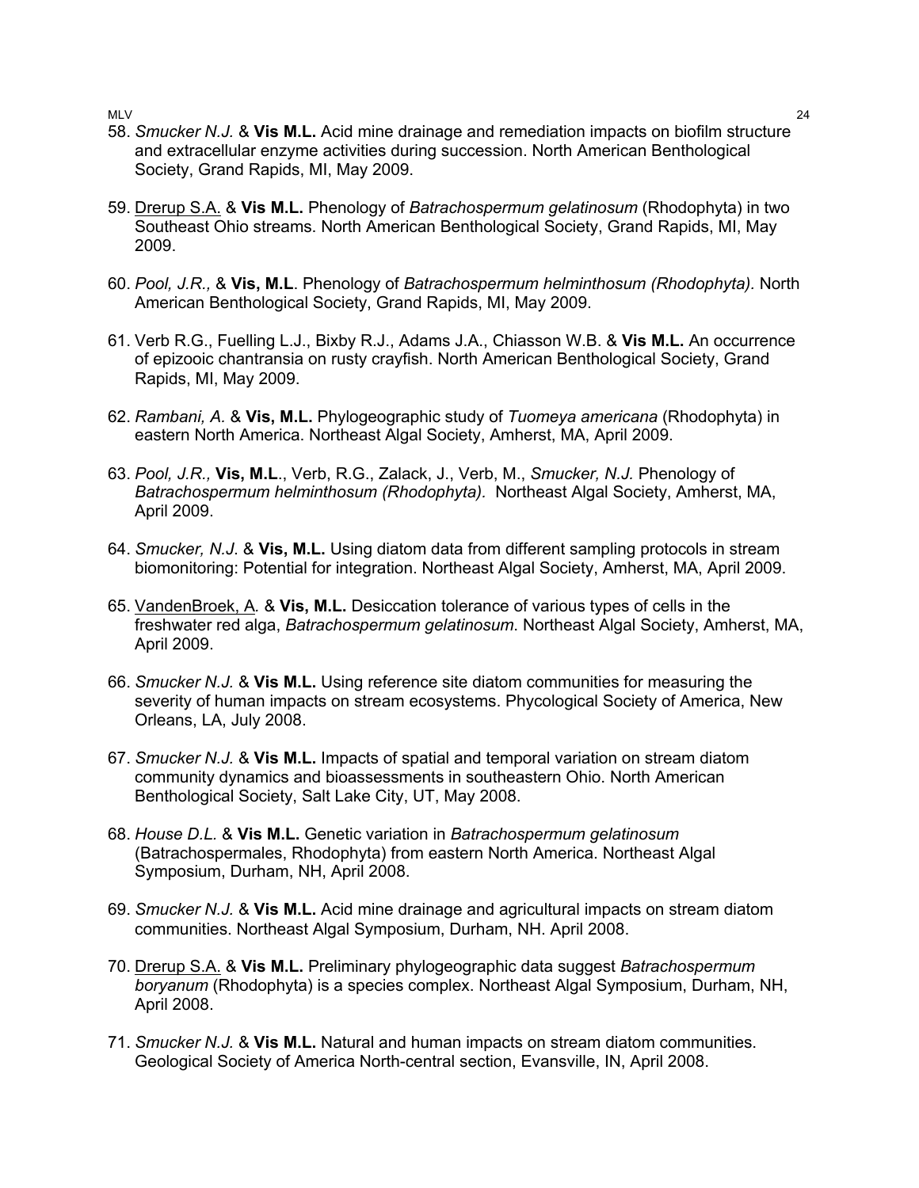58. *Smucker N.J.* & **Vis M.L.** Acid mine drainage and remediation impacts on biofilm structure and extracellular enzyme activities during succession. North American Benthological Society, Grand Rapids, MI, May 2009.

59. <u>Drerup S.A.</u> & **Vis M.L.** Phenology of *Batrachospermum gelatinosum* (Rhodophyta) in two Southeast Ohio streams. North American Benthological Society, Grand Rapids, MI, May 2009.

60. *Pool, J.R.,* & **Vis, M.L**. Phenology of *Batrachospermum helminthosum (Rhodophyta).* North American Benthological Society, Grand Rapids, MI, May 2009.

61. Verb R.G., Fuelling L.J., Bixby R.J., Adams J.A., Chiasson W.B. & **Vis M.L.** An occurrence of epizooic chantransia on rusty crayfish. North American Benthological Society, Grand Rapids, MI, May 2009.

62. *Rambani, A.* & **Vis, M.L.** Phylogeographic study of *Tuomeya americana* (Rhodophyta) in eastern North America. Northeast Algal Society, Amherst, MA, April 2009.

63. *Pool, J.R.,* **Vis, M.L**., Verb, R.G., Zalack, J., Verb, M., *Smucker, N.J.* Phenology of *Batrachospermum helminthosum (Rhodophyta).* Northeast Algal Society, Amherst, MA, April 2009.

64. *Smucker, N.J.* & **Vis, M.L.** Using diatom data from different sampling protocols in stream biomonitoring: Potential for integration. Northeast Algal Society, Amherst, MA, April 2009.

65. <u>VandenBroek, A.</u> & **Vis, M.L.** Desiccation tolerance of various types of cells in the freshwater red alga, *Batrachospermum gelatinosum*. Northeast Algal Society, Amherst, MA, April 2009.

66. *Smucker N.J.* & **Vis M.L.** Using reference site diatom communities for measuring the severity of human impacts on stream ecosystems. Phycological Society of America, New Orleans, LA, July 2008.

67. *Smucker N.J.* & **Vis M.L.** Impacts of spatial and temporal variation on stream diatom community dynamics and bioassessments in southeastern Ohio. North American Benthological Society, Salt Lake City, UT, May 2008.

68. *House D.L.* & **Vis M.L.** Genetic variation in *Batrachospermum gelatinosum* (Batrachospermales, Rhodophyta) from eastern North America. Northeast Algal Symposium, Durham, NH, April 2008.

69. *Smucker N.J.* & **Vis M.L.** Acid mine drainage and agricultural impacts on stream diatom communities. Northeast Algal Symposium, Durham, NH. April 2008.

70. <u>Drerup S.A.</u> & **Vis M.L.** Preliminary phylogeographic data suggest *Batrachospermum boryanum* (Rhodophyta) is a species complex. Northeast Algal Symposium, Durham, NH, April 2008.

71. *Smucker N.J.* & **Vis M.L.** Natural and human impacts on stream diatom communities. Geological Society of America North-central section, Evansville, IN, April 2008.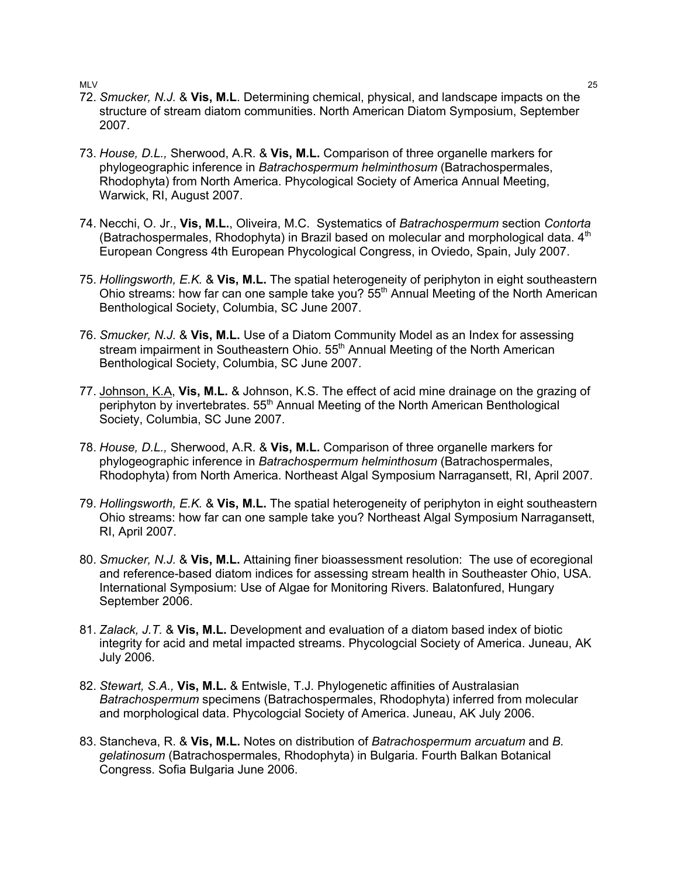72. *Smucker, N.J.* & **Vis, M.L**. Determining chemical, physical, and landscape impacts on the structure of stream diatom communities. North American Diatom Symposium, September 2007.

73. *House, D.L.,* Sherwood, A.R. & **Vis, M.L.** Comparison of three organelle markers for phylogeographic inference in *Batrachospermum helminthosum* (Batrachospermales, Rhodophyta) from North America. Phycological Society of America Annual Meeting, Warwick, RI, August 2007.

74. Necchi, O. Jr., **Vis, M.L.**, Oliveira, M.C. Systematics of *Batrachospermum* section *Contorta* (Batrachospermales, Rhodophyta) in Brazil based on molecular and morphological data. 4th European Congress 4th European Phycological Congress, in Oviedo, Spain, July 2007.

75. *Hollingsworth, E.K.* & **Vis, M.L.** The spatial heterogeneity of periphyton in eight southeastern Ohio streams: how far can one sample take you? 55th Annual Meeting of the North American Benthological Society, Columbia, SC June 2007.

76. *Smucker, N.J.* & **Vis, M.L.** Use of a Diatom Community Model as an Index for assessing stream impairment in Southeastern Ohio. 55th Annual Meeting of the North American Benthological Society, Columbia, SC June 2007.

77. <u>Johnson, K.A</u>, **Vis, M.L.** & Johnson, K.S. The effect of acid mine drainage on the grazing of periphyton by invertebrates. 55th Annual Meeting of the North American Benthological Society, Columbia, SC June 2007.

78. *House, D.L.,* Sherwood, A.R. & **Vis, M.L.** Comparison of three organelle markers for phylogeographic inference in *Batrachospermum helminthosum* (Batrachospermales, Rhodophyta) from North America. Northeast Algal Symposium Narragansett, RI, April 2007.

79. *Hollingsworth, E.K.* & **Vis, M.L.** The spatial heterogeneity of periphyton in eight southeastern Ohio streams: how far can one sample take you? Northeast Algal Symposium Narragansett, RI, April 2007.

80. *Smucker, N.J.* & **Vis, M.L.** Attaining finer bioassessment resolution: The use of ecoregional and reference-based diatom indices for assessing stream health in Southeaster Ohio, USA. International Symposium: Use of Algae for Monitoring Rivers. Balatonfured, Hungary September 2006.

81. *Zalack, J.T.* & **Vis, M.L.** Development and evaluation of a diatom based index of biotic integrity for acid and metal impacted streams. Phycologcial Society of America. Juneau, AK July 2006.

82. *Stewart, S.A.,* **Vis, M.L.** & Entwisle, T.J. Phylogenetic affinities of Australasian *Batrachospermum* specimens (Batrachospermales, Rhodophyta) inferred from molecular and morphological data. Phycologcial Society of America. Juneau, AK July 2006.

83. Stancheva, R. & **Vis, M.L.** Notes on distribution of *Batrachospermum arcuatum* and *B. gelatinosum* (Batrachospermales, Rhodophyta) in Bulgaria. Fourth Balkan Botanical Congress. Sofia Bulgaria June 2006.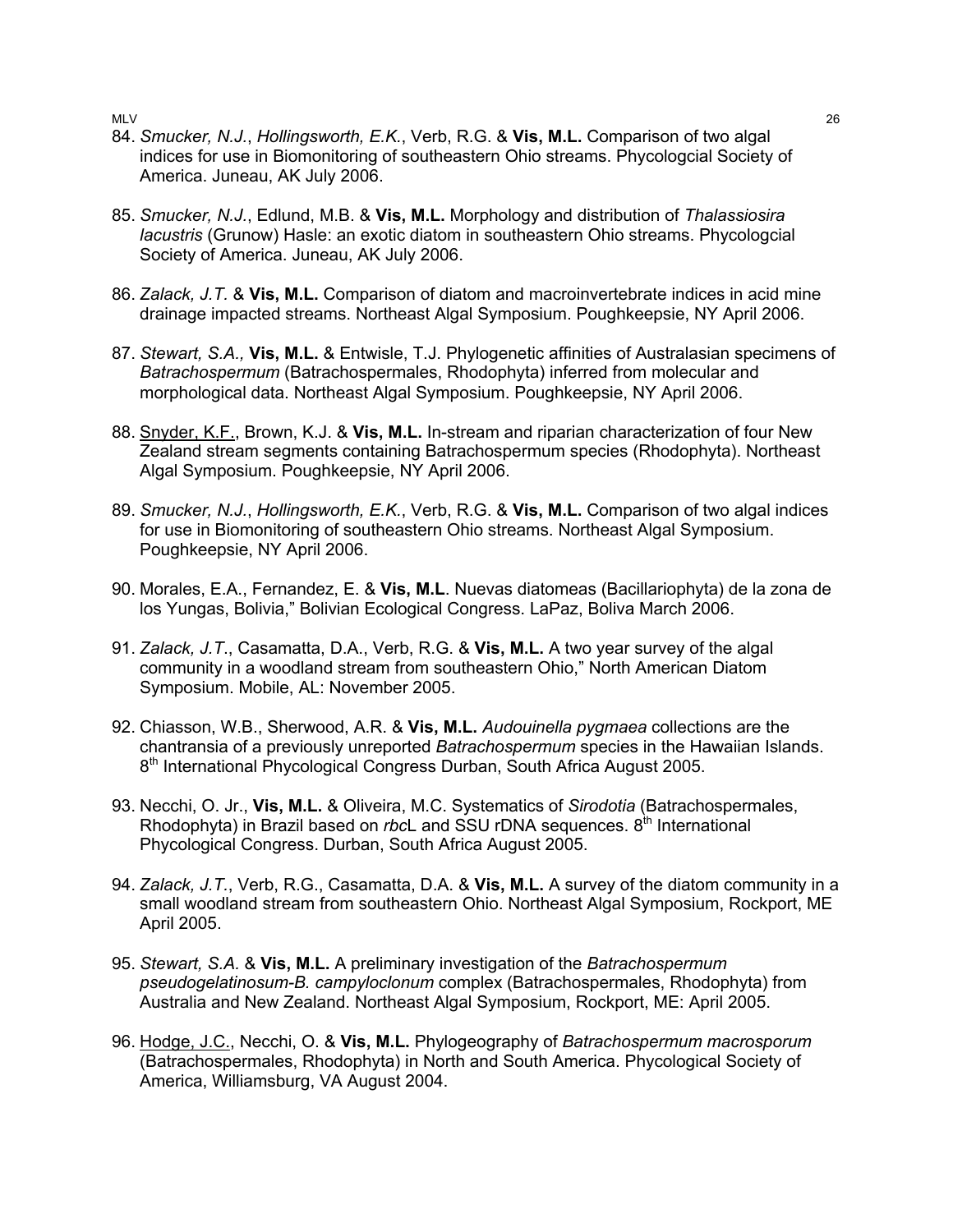84. *Smucker, N.J.*, *Hollingsworth, E.K.*, Verb, R.G. & **Vis, M.L.** Comparison of two algal indices for use in Biomonitoring of southeastern Ohio streams. Phycologcial Society of America. Juneau, AK July 2006.

85. *Smucker, N.J.*, Edlund, M.B. & **Vis, M.L.** Morphology and distribution of *Thalassiosira lacustris* (Grunow) Hasle: an exotic diatom in southeastern Ohio streams. Phycologcial Society of America. Juneau, AK July 2006.

86. *Zalack, J.T.* & **Vis, M.L.** Comparison of diatom and macroinvertebrate indices in acid mine drainage impacted streams. Northeast Algal Symposium. Poughkeepsie, NY April 2006.

87. *Stewart, S.A.,* **Vis, M.L.** & Entwisle, T.J. Phylogenetic affinities of Australasian specimens of *Batrachospermum* (Batrachospermales, Rhodophyta) inferred from molecular and morphological data. Northeast Algal Symposium. Poughkeepsie, NY April 2006.

88. <u>Snyder, K.F.</u>, Brown, K.J. & **Vis, M.L.** In-stream and riparian characterization of four New Zealand stream segments containing Batrachospermum species (Rhodophyta). Northeast Algal Symposium. Poughkeepsie, NY April 2006.

89. *Smucker, N.J.*, *Hollingsworth, E.K.*, Verb, R.G. & **Vis, M.L.** Comparison of two algal indices for use in Biomonitoring of southeastern Ohio streams. Northeast Algal Symposium. Poughkeepsie, NY April 2006.

90. Morales, E.A., Fernandez, E. & **Vis, M.L**. Nuevas diatomeas (Bacillariophyta) de la zona de los Yungas, Bolivia," Bolivian Ecological Congress. LaPaz, Boliva March 2006.

91. *Zalack, J.T.*, Casamatta, D.A., Verb, R.G. & **Vis, M.L.** A two year survey of the algal community in a woodland stream from southeastern Ohio," North American Diatom Symposium. Mobile, AL: November 2005.

92. Chiasson, W.B., Sherwood, A.R. & **Vis, M.L.** *Audouinella pygmaea* collections are the chantransia of a previously unreported *Batrachospermum* species in the Hawaiian Islands. 8th International Phycological Congress Durban, South Africa August 2005.

93. Necchi, O. Jr., **Vis, M.L.** & Oliveira, M.C. Systematics of *Sirodotia* (Batrachospermales, Rhodophyta) in Brazil based on *rbc*L and SSU rDNA sequences. 8th International Phycological Congress. Durban, South Africa August 2005.

94. *Zalack, J.T.*, Verb, R.G., Casamatta, D.A. & **Vis, M.L.** A survey of the diatom community in a small woodland stream from southeastern Ohio. Northeast Algal Symposium, Rockport, ME April 2005.

95. *Stewart, S.A.* & **Vis, M.L.** A preliminary investigation of the *Batrachospermum pseudogelatinosum-B. campyloclonum* complex (Batrachospermales, Rhodophyta) from Australia and New Zealand. Northeast Algal Symposium, Rockport, ME: April 2005.

96. <u>Hodge, J.C.</u>, Necchi, O. & **Vis, M.L.** Phylogeography of *Batrachospermum macrosporum* (Batrachospermales, Rhodophyta) in North and South America. Phycological Society of America, Williamsburg, VA August 2004.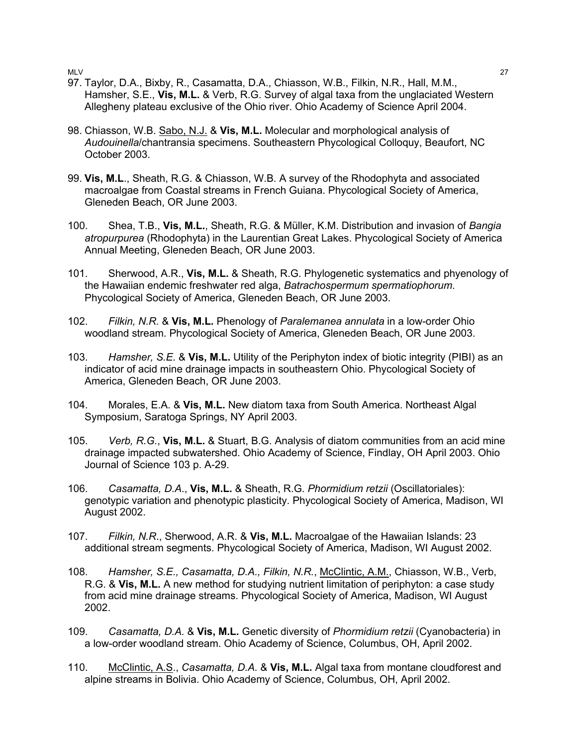97. Taylor, D.A., Bixby, R., Casamatta, D.A., Chiasson, W.B., Filkin, N.R., Hall, M.M., Hamsher, S.E., **Vis, M.L.** & Verb, R.G. Survey of algal taxa from the unglaciated Western Allegheny plateau exclusive of the Ohio river. Ohio Academy of Science April 2004.

98. Chiasson, W.B. <u>Sabo, N.J.</u> & **Vis, M.L.** Molecular and morphological analysis of *Audouinella*/chantransia specimens. Southeastern Phycological Colloquy, Beaufort, NC October 2003.

99. **Vis, M.L**., Sheath, R.G. & Chiasson, W.B. A survey of the Rhodophyta and associated macroalgae from Coastal streams in French Guiana. Phycological Society of America, Gleneden Beach, OR June 2003.

100. Shea, T.B., **Vis, M.L.**, Sheath, R.G. & Müller, K.M. Distribution and invasion of *Bangia atropurpurea* (Rhodophyta) in the Laurentian Great Lakes. Phycological Society of America Annual Meeting, Gleneden Beach, OR June 2003.

101. Sherwood, A.R., **Vis, M.L.** & Sheath, R.G. Phylogenetic systematics and phyenology of the Hawaiian endemic freshwater red alga, *Batrachospermum spermatiophorum*. Phycological Society of America, Gleneden Beach, OR June 2003.

102. *Filkin, N.R.* & **Vis, M.L.** Phenology of *Paralemanea annulata* in a low-order Ohio woodland stream. Phycological Society of America, Gleneden Beach, OR June 2003.

103. *Hamsher, S.E.* & **Vis, M.L.** Utility of the Periphyton index of biotic integrity (PIBI) as an indicator of acid mine drainage impacts in southeastern Ohio. Phycological Society of America, Gleneden Beach, OR June 2003.

104. Morales, E.A. & **Vis, M.L.** New diatom taxa from South America. Northeast Algal Symposium, Saratoga Springs, NY April 2003.

105. *Verb, R.G.*, **Vis, M.L.** & Stuart, B.G. Analysis of diatom communities from an acid mine drainage impacted subwatershed. Ohio Academy of Science, Findlay, OH April 2003. Ohio Journal of Science 103 p. A-29.

106. *Casamatta, D.A.*, **Vis, M.L.** & Sheath, R.G. *Phormidium retzii* (Oscillatoriales): genotypic variation and phenotypic plasticity. Phycological Society of America, Madison, WI August 2002.

107. *Filkin, N.R.*, Sherwood, A.R. & **Vis, M.L.** Macroalgae of the Hawaiian Islands: 23 additional stream segments. Phycological Society of America, Madison, WI August 2002.

108. *Hamsher, S.E., Casamatta, D.A., Filkin, N.R.*, <u>McClintic, A.M.</u>, Chiasson, W.B., Verb, R.G. & **Vis, M.L.** A new method for studying nutrient limitation of periphyton: a case study from acid mine drainage streams. Phycological Society of America, Madison, WI August 2002.

109. *Casamatta, D.A.* & **Vis, M.L.** Genetic diversity of *Phormidium retzii* (Cyanobacteria) in a low-order woodland stream. Ohio Academy of Science, Columbus, OH, April 2002.

110. <u>McClintic, A.S.</u>, *Casamatta, D.A.* & **Vis, M.L.** Algal taxa from montane cloudforest and alpine streams in Bolivia. Ohio Academy of Science, Columbus, OH, April 2002.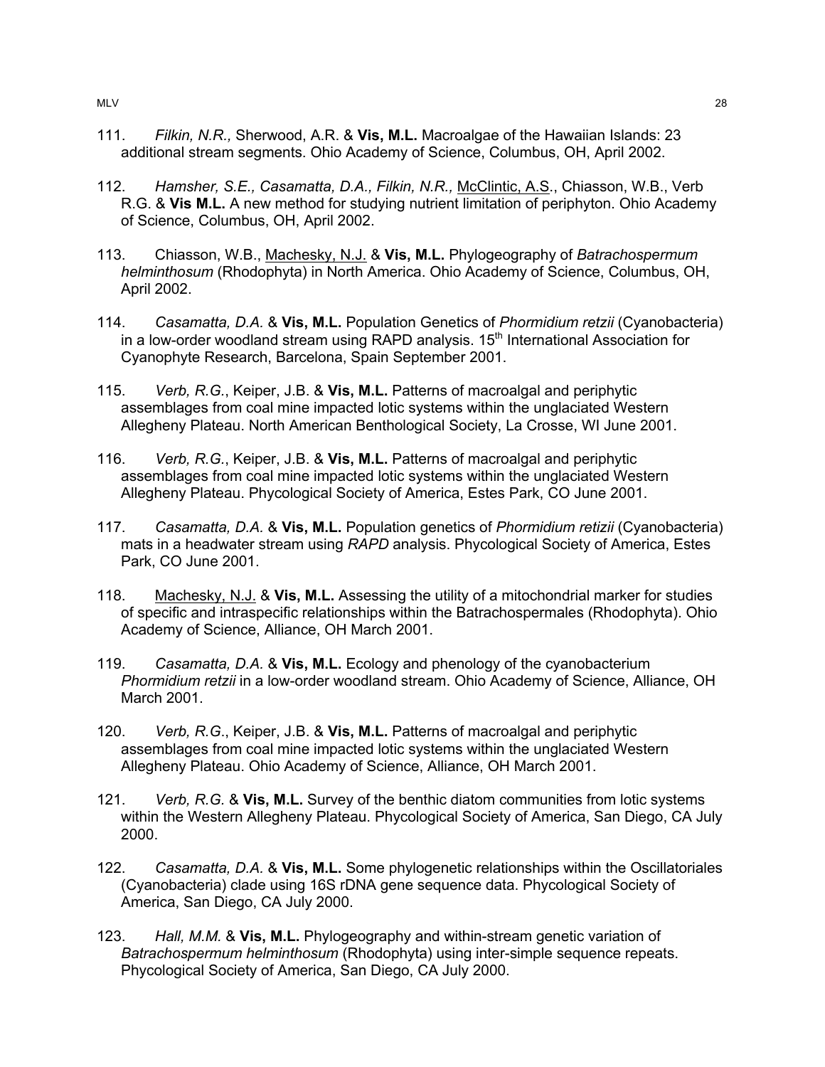111. *Filkin, N.R.,* Sherwood, A.R. & **Vis, M.L.** Macroalgae of the Hawaiian Islands: 23 additional stream segments. Ohio Academy of Science, Columbus, OH, April 2002.

112. *Hamsher, S.E., Casamatta, D.A., Filkin, N.R.,* <u>McClintic, A.S</u>., Chiasson, W.B., Verb R.G. & **Vis M.L.** A new method for studying nutrient limitation of periphyton. Ohio Academy of Science, Columbus, OH, April 2002.

113. Chiasson, W.B., <u>Machesky, N.J.</u> & **Vis, M.L.** Phylogeography of *Batrachospermum helminthosum* (Rhodophyta) in North America. Ohio Academy of Science, Columbus, OH, April 2002.

114. *Casamatta, D.A.* & **Vis, M.L.** Population Genetics of *Phormidium retzii* (Cyanobacteria) in a low-order woodland stream using RAPD analysis. 15th International Association for Cyanophyte Research, Barcelona, Spain September 2001.

115. *Verb, R.G.*, Keiper, J.B. & **Vis, M.L.** Patterns of macroalgal and periphytic assemblages from coal mine impacted lotic systems within the unglaciated Western Allegheny Plateau. North American Benthological Society, La Crosse, WI June 2001.

116. *Verb, R.G.*, Keiper, J.B. & **Vis, M.L.** Patterns of macroalgal and periphytic assemblages from coal mine impacted lotic systems within the unglaciated Western Allegheny Plateau. Phycological Society of America, Estes Park, CO June 2001.

117. *Casamatta, D.A.* & **Vis, M.L.** Population genetics of *Phormidium retizii* (Cyanobacteria) mats in a headwater stream using *RAPD* analysis. Phycological Society of America, Estes Park, CO June 2001.

118. <u>Machesky, N.J.</u> & **Vis, M.L.** Assessing the utility of a mitochondrial marker for studies of specific and intraspecific relationships within the Batrachospermales (Rhodophyta). Ohio Academy of Science, Alliance, OH March 2001.

119. *Casamatta, D.A.* & **Vis, M.L.** Ecology and phenology of the cyanobacterium *Phormidium retzii* in a low-order woodland stream. Ohio Academy of Science, Alliance, OH March 2001.

120. *Verb, R.G.*, Keiper, J.B. & **Vis, M.L.** Patterns of macroalgal and periphytic assemblages from coal mine impacted lotic systems within the unglaciated Western Allegheny Plateau. Ohio Academy of Science, Alliance, OH March 2001.

121. *Verb, R.G.* & **Vis, M.L.** Survey of the benthic diatom communities from lotic systems within the Western Allegheny Plateau. Phycological Society of America, San Diego, CA July 2000.

122. *Casamatta, D.A.* & **Vis, M.L.** Some phylogenetic relationships within the Oscillatoriales (Cyanobacteria) clade using 16S rDNA gene sequence data. Phycological Society of America, San Diego, CA July 2000.

123. *Hall, M.M.* & **Vis, M.L.** Phylogeography and within-stream genetic variation of *Batrachospermum helminthosum* (Rhodophyta) using inter-simple sequence repeats. Phycological Society of America, San Diego, CA July 2000.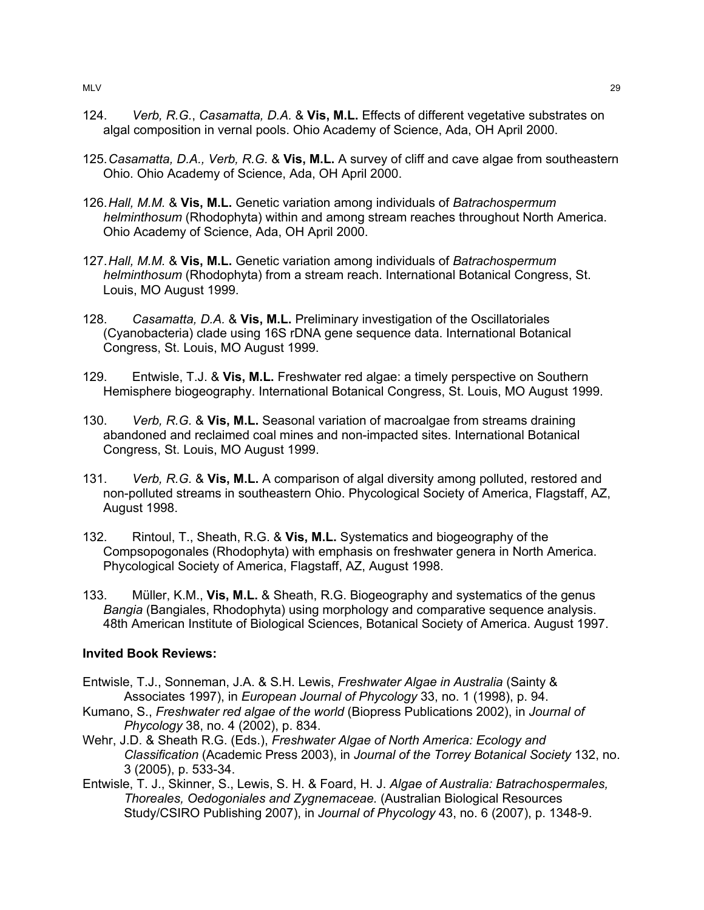124. *Verb, R.G.*, *Casamatta, D.A.* & **Vis, M.L.** Effects of different vegetative substrates on algal composition in vernal pools. Ohio Academy of Science, Ada, OH April 2000.

125. *Casamatta, D.A., Verb, R.G.* & **Vis, M.L.** A survey of cliff and cave algae from southeastern Ohio. Ohio Academy of Science, Ada, OH April 2000.

126. *Hall, M.M.* & **Vis, M.L.** Genetic variation among individuals of *Batrachospermum helminthosum* (Rhodophyta) within and among stream reaches throughout North America. Ohio Academy of Science, Ada, OH April 2000.

127. *Hall, M.M.* & **Vis, M.L.** Genetic variation among individuals of *Batrachospermum helminthosum* (Rhodophyta) from a stream reach. International Botanical Congress, St. Louis, MO August 1999.

128. *Casamatta, D.A.* & **Vis, M.L.** Preliminary investigation of the Oscillatoriales (Cyanobacteria) clade using 16S rDNA gene sequence data. International Botanical Congress, St. Louis, MO August 1999.

129. Entwisle, T.J. & **Vis, M.L.** Freshwater red algae: a timely perspective on Southern Hemisphere biogeography. International Botanical Congress, St. Louis, MO August 1999.

130. *Verb, R.G.* & **Vis, M.L.** Seasonal variation of macroalgae from streams draining abandoned and reclaimed coal mines and non-impacted sites. International Botanical Congress, St. Louis, MO August 1999.

131. *Verb, R.G.* & **Vis, M.L.** A comparison of algal diversity among polluted, restored and non-polluted streams in southeastern Ohio. Phycological Society of America, Flagstaff, AZ, August 1998.

132. Rintoul, T., Sheath, R.G. & **Vis, M.L.** Systematics and biogeography of the Compsopogonales (Rhodophyta) with emphasis on freshwater genera in North America. Phycological Society of America, Flagstaff, AZ, August 1998.

133. Müller, K.M., **Vis, M.L.** & Sheath, R.G. Biogeography and systematics of the genus *Bangia* (Bangiales, Rhodophyta) using morphology and comparative sequence analysis. 48th American Institute of Biological Sciences, Botanical Society of America. August 1997.

**Invited Book Reviews:**

Entwisle, T.J., Sonneman, J.A. & S.H. Lewis, *Freshwater Algae in Australia* (Sainty & Associates 1997), in *European Journal of Phycology* 33, no. 1 (1998), p. 94.

Kumano, S., *Freshwater red algae of the world* (Biopress Publications 2002), in *Journal of Phycology* 38, no. 4 (2002), p. 834.

Wehr, J.D. & Sheath R.G. (Eds.), *Freshwater Algae of North America: Ecology and Classification* (Academic Press 2003), in *Journal of the Torrey Botanical Society* 132, no. 3 (2005), p. 533-34.

Entwisle, T. J., Skinner, S., Lewis, S. H. & Foard, H. J. *Algae of Australia: Batrachospermales, Thoreales, Oedogoniales and Zygnemaceae.* (Australian Biological Resources Study/CSIRO Publishing 2007), in *Journal of Phycology* 43, no. 6 (2007), p. 1348-9.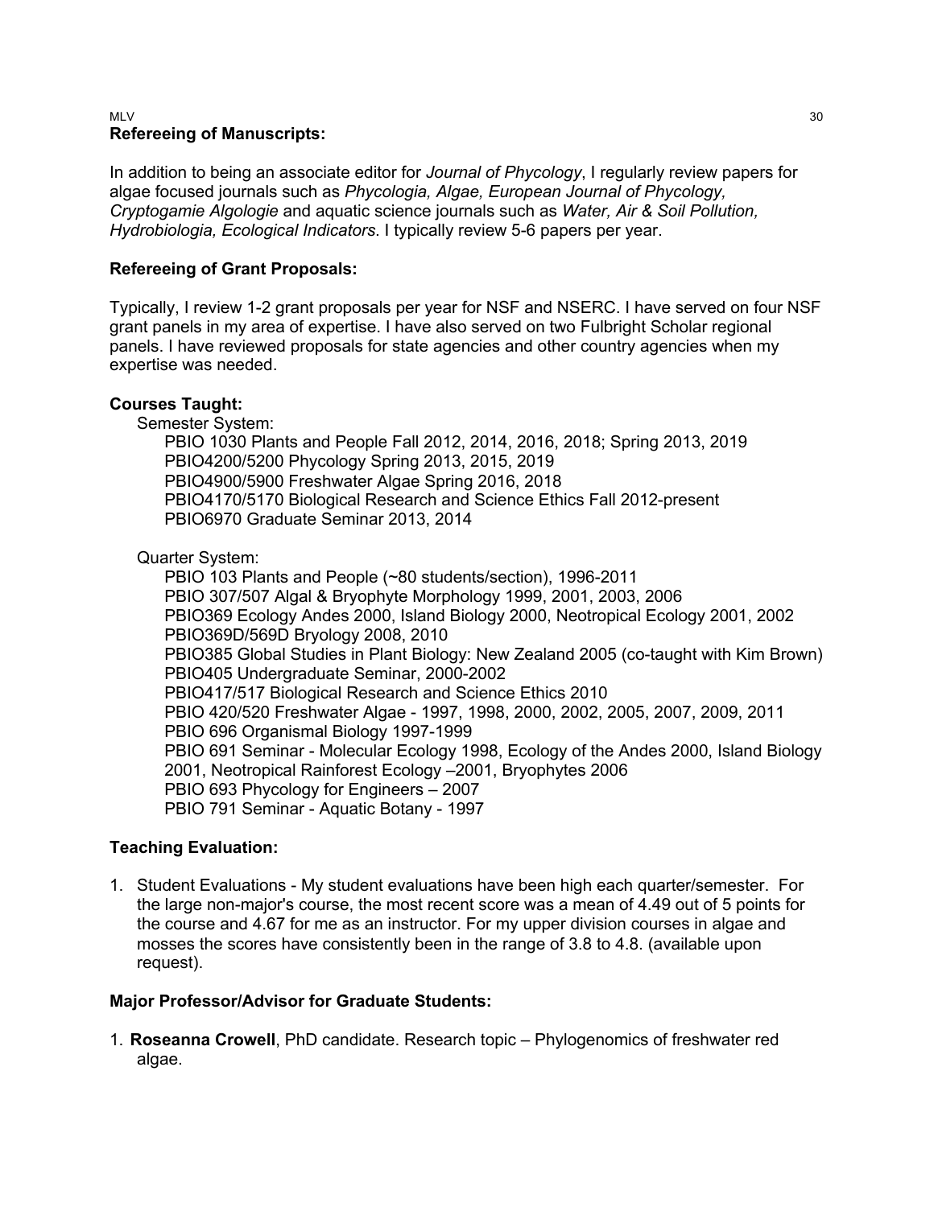**Refereeing of Manuscripts:**

In addition to being an associate editor for *Journal of Phycology*, I regularly review papers for algae focused journals such as *Phycologia, Algae, European Journal of Phycology, Cryptogamie Algologie* and aquatic science journals such as *Water, Air & Soil Pollution, Hydrobiologia, Ecological Indicators*. I typically review 5-6 papers per year.

**Refereeing of Grant Proposals:**

Typically, I review 1-2 grant proposals per year for NSF and NSERC. I have served on four NSF grant panels in my area of expertise. I have also served on two Fulbright Scholar regional panels. I have reviewed proposals for state agencies and other country agencies when my expertise was needed.

**Courses Taught:**

Semester System:

- PBIO 1030 Plants and People Fall 2012, 2014, 2016, 2018; Spring 2013, 2019
- PBIO4200/5200 Phycology Spring 2013, 2015, 2019
- PBIO4900/5900 Freshwater Algae Spring 2016, 2018
- PBIO4170/5170 Biological Research and Science Ethics Fall 2012-present
- PBIO6970 Graduate Seminar 2013, 2014

Quarter System:

- PBIO 103 Plants and People (~80 students/section), 1996-2011
- PBIO 307/507 Algal & Bryophyte Morphology 1999, 2001, 2003, 2006
- PBIO369 Ecology Andes 2000, Island Biology 2000, Neotropical Ecology 2001, 2002
- PBIO369D/569D Bryology 2008, 2010
- PBIO385 Global Studies in Plant Biology: New Zealand 2005 (co-taught with Kim Brown)
- PBIO405 Undergraduate Seminar, 2000-2002
- PBIO417/517 Biological Research and Science Ethics 2010
- PBIO 420/520 Freshwater Algae - 1997, 1998, 2000, 2002, 2005, 2007, 2009, 2011
- PBIO 696 Organismal Biology 1997-1999
- PBIO 691 Seminar - Molecular Ecology 1998, Ecology of the Andes 2000, Island Biology 2001, Neotropical Rainforest Ecology –2001, Bryophytes 2006
- PBIO 693 Phycology for Engineers – 2007
- PBIO 791 Seminar - Aquatic Botany - 1997

**Teaching Evaluation:**

1. Student Evaluations - My student evaluations have been high each quarter/semester. For the large non-major's course, the most recent score was a mean of 4.49 out of 5 points for the course and 4.67 for me as an instructor. For my upper division courses in algae and mosses the scores have consistently been in the range of 3.8 to 4.8. (available upon request).

**Major Professor/Advisor for Graduate Students:**

1. **Roseanna Crowell**, PhD candidate. Research topic – Phylogenomics of freshwater red algae.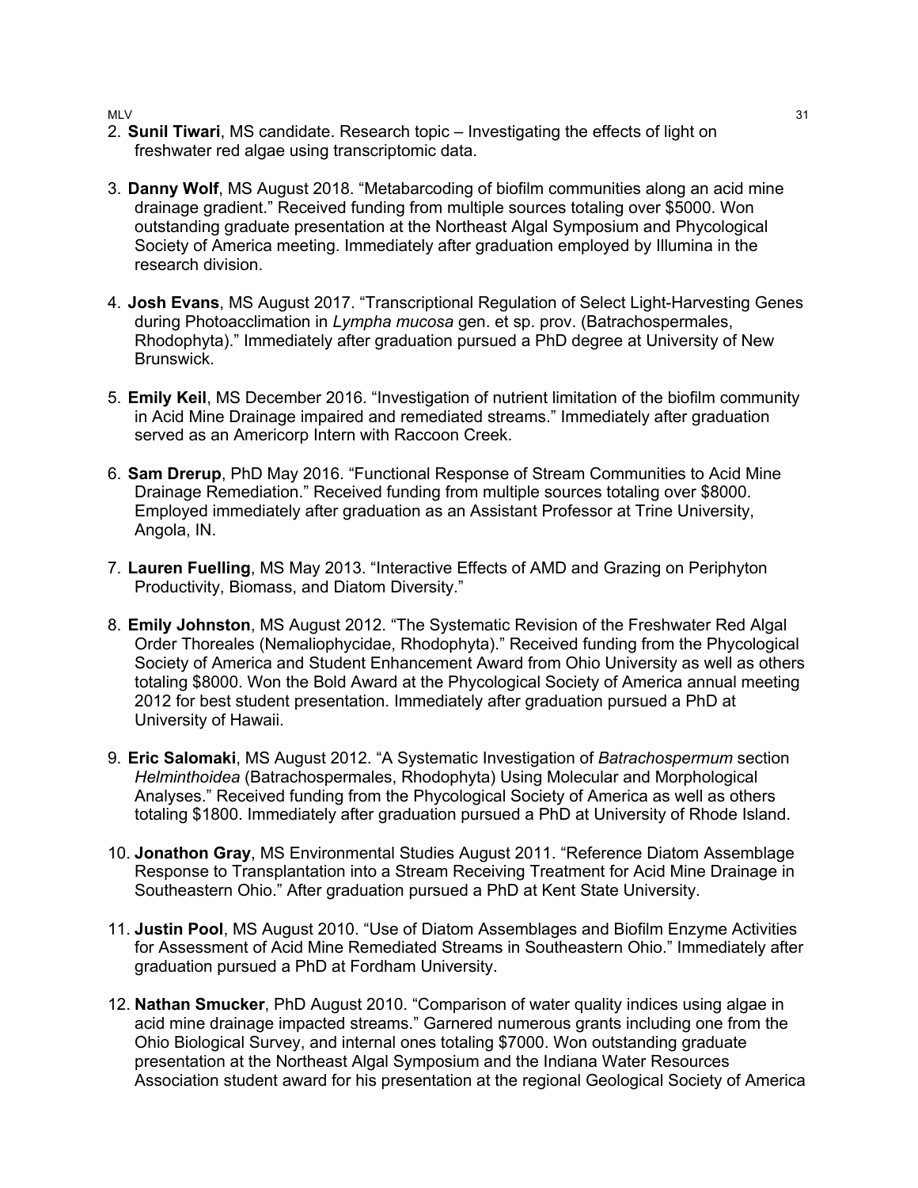2. **Sunil Tiwari**, MS candidate. Research topic – Investigating the effects of light on freshwater red algae using transcriptomic data.

3. **Danny Wolf**, MS August 2018. "Metabarcoding of biofilm communities along an acid mine drainage gradient." Received funding from multiple sources totaling over $5000. Won outstanding graduate presentation at the Northeast Algal Symposium and Phycological Society of America meeting. Immediately after graduation employed by Illumina in the research division.

4. **Josh Evans**, MS August 2017. "Transcriptional Regulation of Select Light-Harvesting Genes during Photoacclimation in *Lympha mucosa* gen. et sp. prov. (Batrachospermales, Rhodophyta)." Immediately after graduation pursued a PhD degree at University of New Brunswick.

5. **Emily Keil**, MS December 2016. "Investigation of nutrient limitation of the biofilm community in Acid Mine Drainage impaired and remediated streams." Immediately after graduation served as an Americorp Intern with Raccoon Creek.

6. **Sam Drerup**, PhD May 2016. "Functional Response of Stream Communities to Acid Mine Drainage Remediation." Received funding from multiple sources totaling over $8000. Employed immediately after graduation as an Assistant Professor at Trine University, Angola, IN.

7. **Lauren Fuelling**, MS May 2013. "Interactive Effects of AMD and Grazing on Periphyton Productivity, Biomass, and Diatom Diversity."

8. **Emily Johnston**, MS August 2012. "The Systematic Revision of the Freshwater Red Algal Order Thoreales (Nemaliophycidae, Rhodophyta)." Received funding from the Phycological Society of America and Student Enhancement Award from Ohio University as well as others totaling $8000. Won the Bold Award at the Phycological Society of America annual meeting 2012 for best student presentation. Immediately after graduation pursued a PhD at University of Hawaii.

9. **Eric Salomaki**, MS August 2012. "A Systematic Investigation of *Batrachospermum* section *Helminthoidea* (Batrachospermales, Rhodophyta) Using Molecular and Morphological Analyses." Received funding from the Phycological Society of America as well as others totaling $1800. Immediately after graduation pursued a PhD at University of Rhode Island.

10. **Jonathon Gray**, MS Environmental Studies August 2011. "Reference Diatom Assemblage Response to Transplantation into a Stream Receiving Treatment for Acid Mine Drainage in Southeastern Ohio." After graduation pursued a PhD at Kent State University.

11. **Justin Pool**, MS August 2010. "Use of Diatom Assemblages and Biofilm Enzyme Activities for Assessment of Acid Mine Remediated Streams in Southeastern Ohio." Immediately after graduation pursued a PhD at Fordham University.

12. **Nathan Smucker**, PhD August 2010. "Comparison of water quality indices using algae in acid mine drainage impacted streams." Garnered numerous grants including one from the Ohio Biological Survey, and internal ones totaling $7000. Won outstanding graduate presentation at the Northeast Algal Symposium and the Indiana Water Resources Association student award for his presentation at the regional Geological Society of America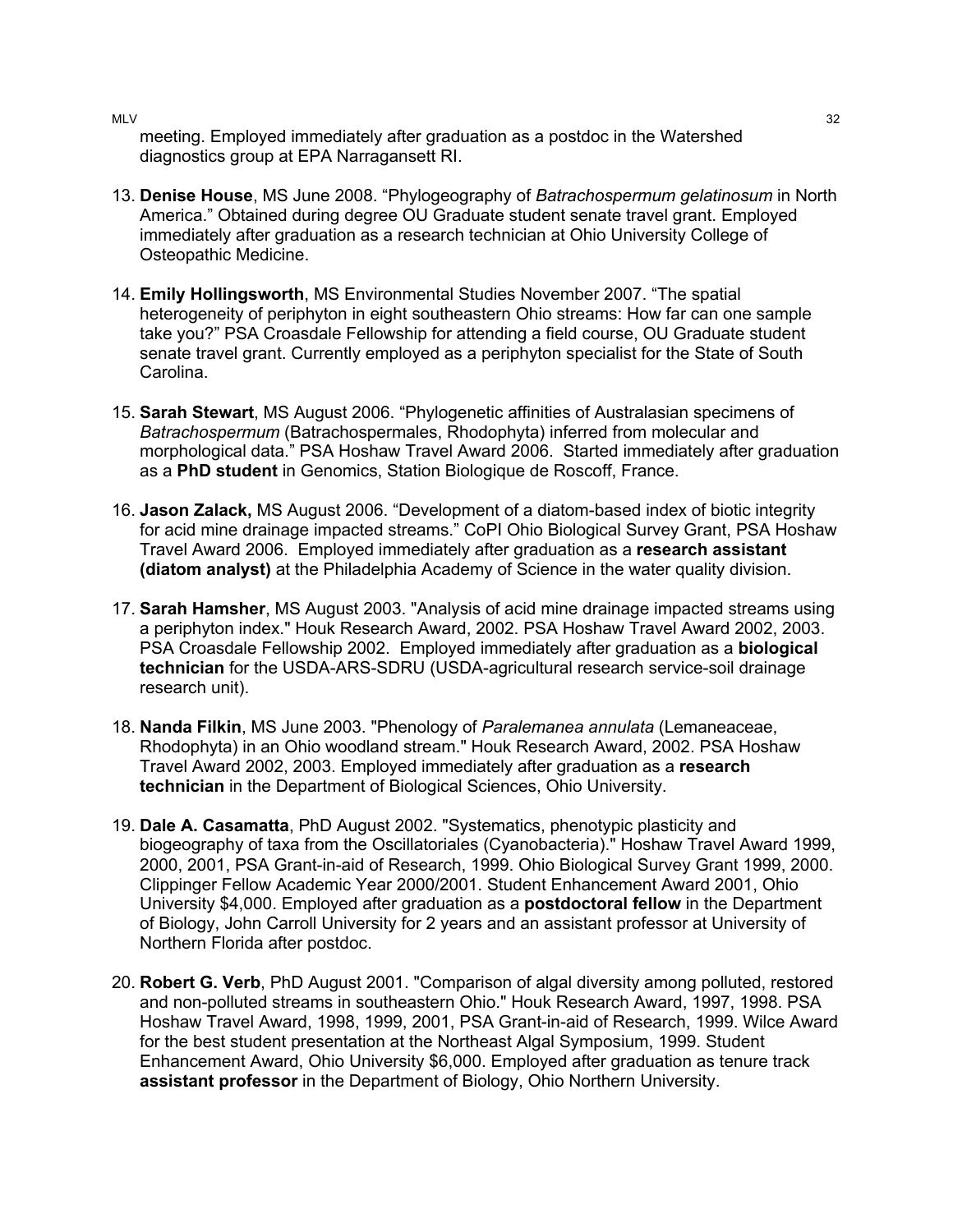meeting. Employed immediately after graduation as a postdoc in the Watershed diagnostics group at EPA Narragansett RI.

13. **Denise House**, MS June 2008. "Phylogeography of *Batrachospermum gelatinosum* in North America." Obtained during degree OU Graduate student senate travel grant. Employed immediately after graduation as a research technician at Ohio University College of Osteopathic Medicine.

14. **Emily Hollingsworth**, MS Environmental Studies November 2007. "The spatial heterogeneity of periphyton in eight southeastern Ohio streams: How far can one sample take you?" PSA Croasdale Fellowship for attending a field course, OU Graduate student senate travel grant. Currently employed as a periphyton specialist for the State of South Carolina.

15. **Sarah Stewart**, MS August 2006. "Phylogenetic affinities of Australasian specimens of *Batrachospermum* (Batrachospermales, Rhodophyta) inferred from molecular and morphological data." PSA Hoshaw Travel Award 2006. Started immediately after graduation as a **PhD student** in Genomics, Station Biologique de Roscoff, France.

16. **Jason Zalack,** MS August 2006. "Development of a diatom-based index of biotic integrity for acid mine drainage impacted streams." CoPI Ohio Biological Survey Grant, PSA Hoshaw Travel Award 2006. Employed immediately after graduation as a **research assistant (diatom analyst)** at the Philadelphia Academy of Science in the water quality division.

17. **Sarah Hamsher**, MS August 2003. "Analysis of acid mine drainage impacted streams using a periphyton index." Houk Research Award, 2002. PSA Hoshaw Travel Award 2002, 2003. PSA Croasdale Fellowship 2002. Employed immediately after graduation as a **biological technician** for the USDA-ARS-SDRU (USDA-agricultural research service-soil drainage research unit).

18. **Nanda Filkin**, MS June 2003. "Phenology of *Paralemanea annulata* (Lemaneaceae, Rhodophyta) in an Ohio woodland stream." Houk Research Award, 2002. PSA Hoshaw Travel Award 2002, 2003. Employed immediately after graduation as a **research technician** in the Department of Biological Sciences, Ohio University.

19. **Dale A. Casamatta**, PhD August 2002. "Systematics, phenotypic plasticity and biogeography of taxa from the Oscillatoriales (Cyanobacteria)." Hoshaw Travel Award 1999, 2000, 2001, PSA Grant-in-aid of Research, 1999. Ohio Biological Survey Grant 1999, 2000. Clippinger Fellow Academic Year 2000/2001. Student Enhancement Award 2001, Ohio University $4,000. Employed after graduation as a **postdoctoral fellow** in the Department of Biology, John Carroll University for 2 years and an assistant professor at University of Northern Florida after postdoc.

20. **Robert G. Verb**, PhD August 2001. "Comparison of algal diversity among polluted, restored and non-polluted streams in southeastern Ohio." Houk Research Award, 1997, 1998. PSA Hoshaw Travel Award, 1998, 1999, 2001, PSA Grant-in-aid of Research, 1999. Wilce Award for the best student presentation at the Northeast Algal Symposium, 1999. Student Enhancement Award, Ohio University $6,000. Employed after graduation as tenure track **assistant professor** in the Department of Biology, Ohio Northern University.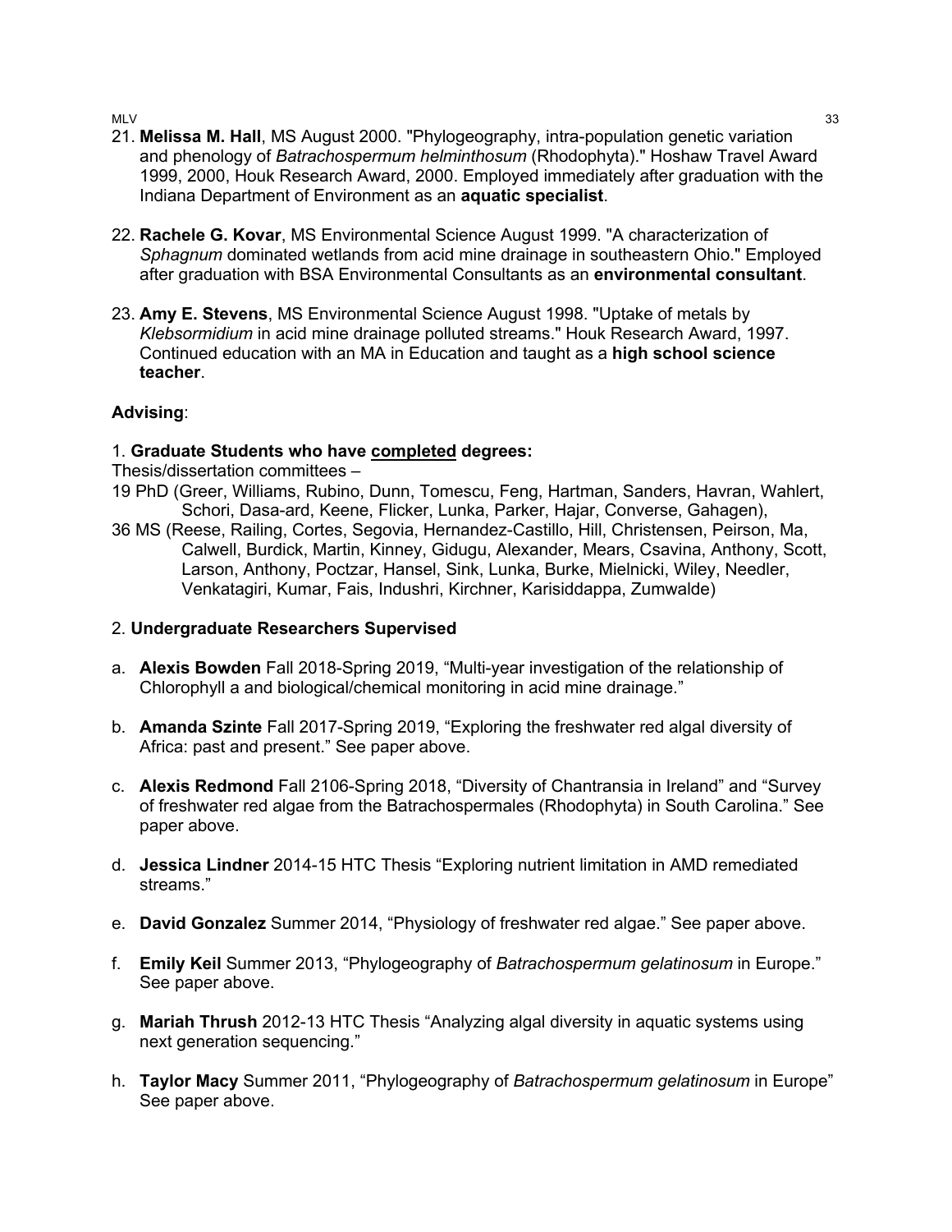21. **Melissa M. Hall**, MS August 2000. "Phylogeography, intra-population genetic variation and phenology of *Batrachospermum helminthosum* (Rhodophyta)." Hoshaw Travel Award 1999, 2000, Houk Research Award, 2000. Employed immediately after graduation with the Indiana Department of Environment as an **aquatic specialist**.

22. **Rachele G. Kovar**, MS Environmental Science August 1999. "A characterization of *Sphagnum* dominated wetlands from acid mine drainage in southeastern Ohio." Employed after graduation with BSA Environmental Consultants as an **environmental consultant**.

23. **Amy E. Stevens**, MS Environmental Science August 1998. "Uptake of metals by *Klebsormidium* in acid mine drainage polluted streams." Houk Research Award, 1997. Continued education with an MA in Education and taught as a **high school science teacher**.

**Advising**:

1. **Graduate Students who have <u>completed</u> degrees:**

Thesis/dissertation committees –

19 PhD (Greer, Williams, Rubino, Dunn, Tomescu, Feng, Hartman, Sanders, Havran, Wahlert, Schori, Dasa-ard, Keene, Flicker, Lunka, Parker, Hajar, Converse, Gahagen),

36 MS (Reese, Railing, Cortes, Segovia, Hernandez-Castillo, Hill, Christensen, Peirson, Ma, Calwell, Burdick, Martin, Kinney, Gidugu, Alexander, Mears, Csavina, Anthony, Scott, Larson, Anthony, Poctzar, Hansel, Sink, Lunka, Burke, Mielnicki, Wiley, Needler, Venkatagiri, Kumar, Fais, Indushri, Kirchner, Karisiddappa, Zumwalde)

2. **Undergraduate Researchers Supervised**

a. **Alexis Bowden** Fall 2018-Spring 2019, "Multi-year investigation of the relationship of Chlorophyll a and biological/chemical monitoring in acid mine drainage."

b. **Amanda Szinte** Fall 2017-Spring 2019, "Exploring the freshwater red algal diversity of Africa: past and present." See paper above.

c. **Alexis Redmond** Fall 2106-Spring 2018, "Diversity of Chantransia in Ireland" and "Survey of freshwater red algae from the Batrachospermales (Rhodophyta) in South Carolina." See paper above.

d. **Jessica Lindner** 2014-15 HTC Thesis "Exploring nutrient limitation in AMD remediated streams."

e. **David Gonzalez** Summer 2014, "Physiology of freshwater red algae." See paper above.

f. **Emily Keil** Summer 2013, "Phylogeography of *Batrachospermum gelatinosum* in Europe." See paper above.

g. **Mariah Thrush** 2012-13 HTC Thesis "Analyzing algal diversity in aquatic systems using next generation sequencing."

h. **Taylor Macy** Summer 2011, "Phylogeography of *Batrachospermum gelatinosum* in Europe" See paper above.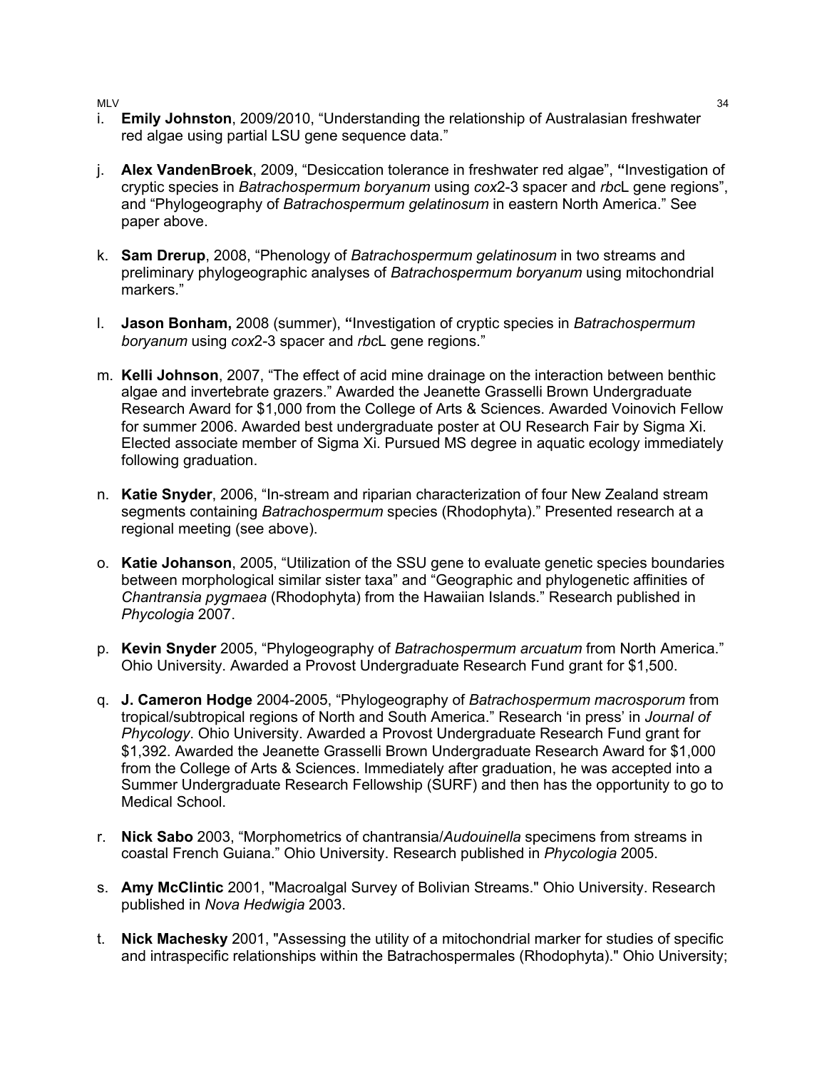i. **Emily Johnston**, 2009/2010, "Understanding the relationship of Australasian freshwater red algae using partial LSU gene sequence data."

j. **Alex VandenBroek**, 2009, "Desiccation tolerance in freshwater red algae", **"**Investigation of cryptic species in *Batrachospermum boryanum* using *cox*2-3 spacer and *rbc*L gene regions", and "Phylogeography of *Batrachospermum gelatinosum* in eastern North America." See paper above.

k. **Sam Drerup**, 2008, "Phenology of *Batrachospermum gelatinosum* in two streams and preliminary phylogeographic analyses of *Batrachospermum boryanum* using mitochondrial markers."

l. **Jason Bonham,** 2008 (summer), **"**Investigation of cryptic species in *Batrachospermum boryanum* using *cox*2-3 spacer and *rbc*L gene regions."

m. **Kelli Johnson**, 2007, "The effect of acid mine drainage on the interaction between benthic algae and invertebrate grazers." Awarded the Jeanette Grasselli Brown Undergraduate Research Award for $1,000 from the College of Arts & Sciences. Awarded Voinovich Fellow for summer 2006. Awarded best undergraduate poster at OU Research Fair by Sigma Xi. Elected associate member of Sigma Xi. Pursued MS degree in aquatic ecology immediately following graduation.

n. **Katie Snyder**, 2006, "In-stream and riparian characterization of four New Zealand stream segments containing *Batrachospermum* species (Rhodophyta)." Presented research at a regional meeting (see above).

o. **Katie Johanson**, 2005, "Utilization of the SSU gene to evaluate genetic species boundaries between morphological similar sister taxa" and "Geographic and phylogenetic affinities of *Chantransia pygmaea* (Rhodophyta) from the Hawaiian Islands." Research published in *Phycologia* 2007.

p. **Kevin Snyder** 2005, "Phylogeography of *Batrachospermum arcuatum* from North America." Ohio University. Awarded a Provost Undergraduate Research Fund grant for $1,500.

q. **J. Cameron Hodge** 2004-2005, "Phylogeography of *Batrachospermum macrosporum* from tropical/subtropical regions of North and South America." Research 'in press' in *Journal of Phycology*. Ohio University. Awarded a Provost Undergraduate Research Fund grant for $1,392. Awarded the Jeanette Grasselli Brown Undergraduate Research Award for $1,000 from the College of Arts & Sciences. Immediately after graduation, he was accepted into a Summer Undergraduate Research Fellowship (SURF) and then has the opportunity to go to Medical School.

r. **Nick Sabo** 2003, "Morphometrics of chantransia/*Audouinella* specimens from streams in coastal French Guiana." Ohio University. Research published in *Phycologia* 2005.

s. **Amy McClintic** 2001, "Macroalgal Survey of Bolivian Streams." Ohio University. Research published in *Nova Hedwigia* 2003.

t. **Nick Machesky** 2001, "Assessing the utility of a mitochondrial marker for studies of specific and intraspecific relationships within the Batrachospermales (Rhodophyta)." Ohio University;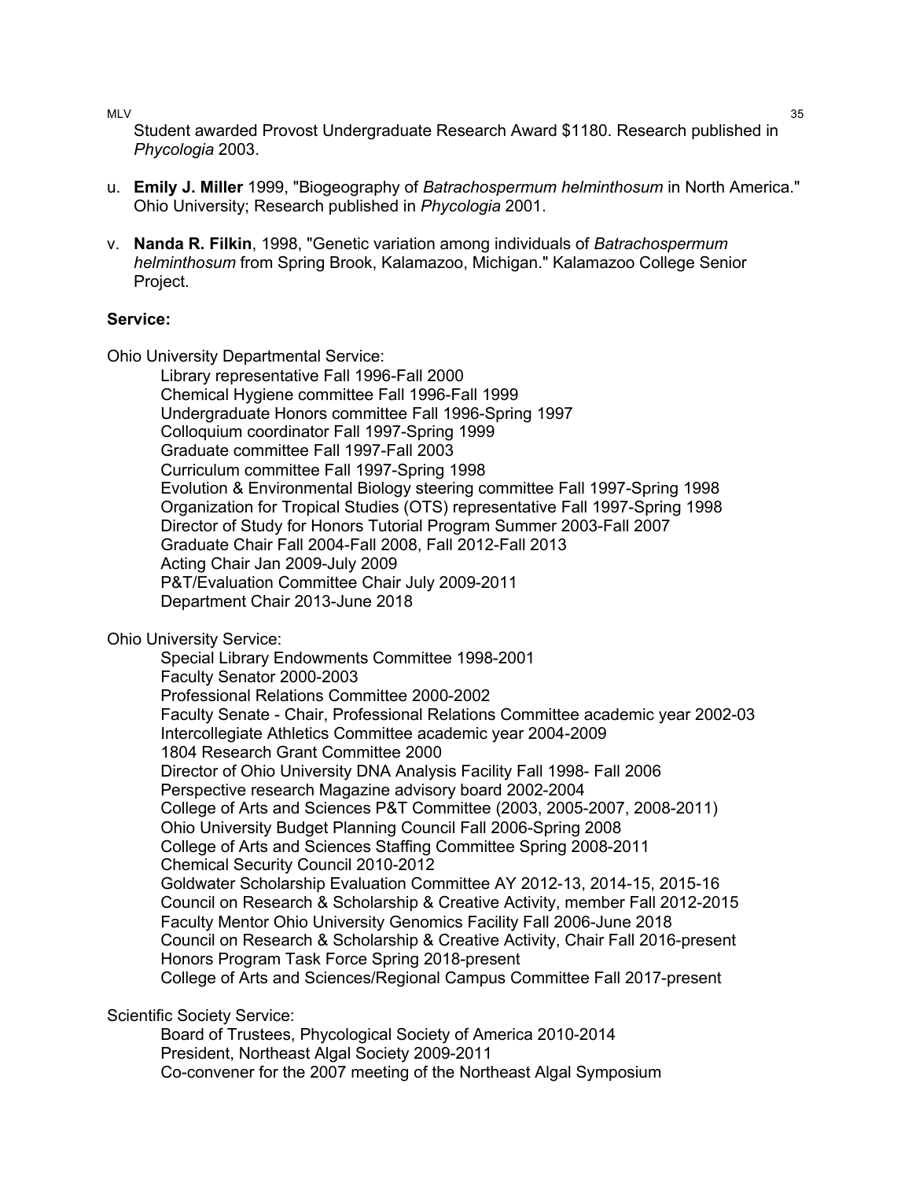Student awarded Provost Undergraduate Research Award $1180. Research published in *Phycologia* 2003.

u. **Emily J. Miller** 1999, "Biogeography of *Batrachospermum helminthosum* in North America." Ohio University; Research published in *Phycologia* 2001.

v. **Nanda R. Filkin**, 1998, "Genetic variation among individuals of *Batrachospermum helminthosum* from Spring Brook, Kalamazoo, Michigan." Kalamazoo College Senior Project.

**Service:**

Ohio University Departmental Service:

Library representative Fall 1996-Fall 2000
Chemical Hygiene committee Fall 1996-Fall 1999
Undergraduate Honors committee Fall 1996-Spring 1997
Colloquium coordinator Fall 1997-Spring 1999
Graduate committee Fall 1997-Fall 2003
Curriculum committee Fall 1997-Spring 1998
Evolution & Environmental Biology steering committee Fall 1997-Spring 1998
Organization for Tropical Studies (OTS) representative Fall 1997-Spring 1998
Director of Study for Honors Tutorial Program Summer 2003-Fall 2007
Graduate Chair Fall 2004-Fall 2008, Fall 2012-Fall 2013
Acting Chair Jan 2009-July 2009
P&T/Evaluation Committee Chair July 2009-2011
Department Chair 2013-June 2018

Ohio University Service:

Special Library Endowments Committee 1998-2001
Faculty Senator 2000-2003
Professional Relations Committee 2000-2002
Faculty Senate - Chair, Professional Relations Committee academic year 2002-03
Intercollegiate Athletics Committee academic year 2004-2009
1804 Research Grant Committee 2000
Director of Ohio University DNA Analysis Facility Fall 1998- Fall 2006
Perspective research Magazine advisory board 2002-2004
College of Arts and Sciences P&T Committee (2003, 2005-2007, 2008-2011)
Ohio University Budget Planning Council Fall 2006-Spring 2008
College of Arts and Sciences Staffing Committee Spring 2008-2011
Chemical Security Council 2010-2012
Goldwater Scholarship Evaluation Committee AY 2012-13, 2014-15, 2015-16
Council on Research & Scholarship & Creative Activity, member Fall 2012-2015
Faculty Mentor Ohio University Genomics Facility Fall 2006-June 2018
Council on Research & Scholarship & Creative Activity, Chair Fall 2016-present
Honors Program Task Force Spring 2018-present
College of Arts and Sciences/Regional Campus Committee Fall 2017-present

Scientific Society Service:

Board of Trustees, Phycological Society of America 2010-2014
President, Northeast Algal Society 2009-2011
Co-convener for the 2007 meeting of the Northeast Algal Symposium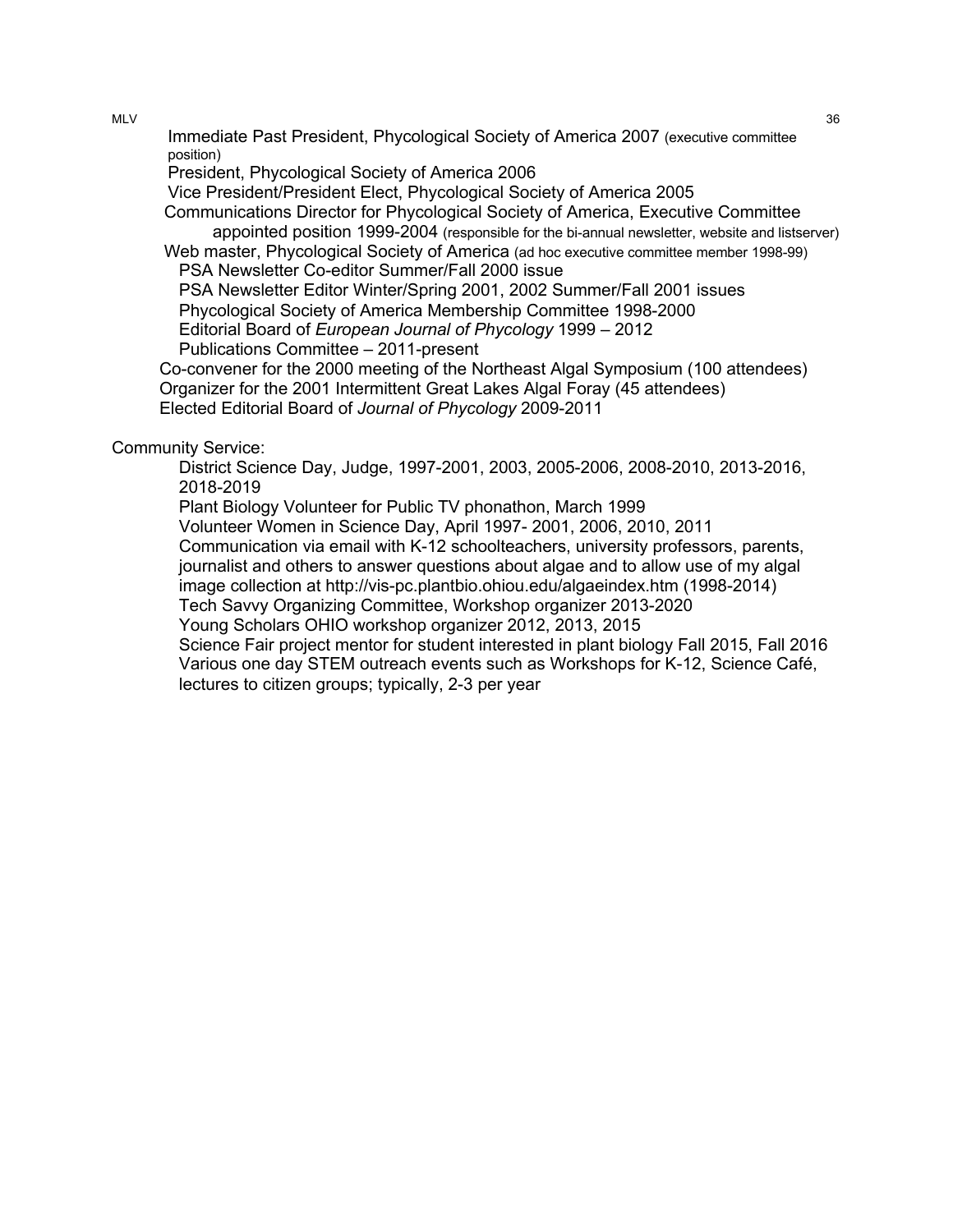Immediate Past President, Phycological Society of America 2007 (executive committee position)

President, Phycological Society of America 2006

Vice President/President Elect, Phycological Society of America 2005

Communications Director for Phycological Society of America, Executive Committee appointed position 1999-2004 (responsible for the bi-annual newsletter, website and listserver)

Web master, Phycological Society of America (ad hoc executive committee member 1998-99)

- PSA Newsletter Co-editor Summer/Fall 2000 issue
- PSA Newsletter Editor Winter/Spring 2001, 2002 Summer/Fall 2001 issues
- Phycological Society of America Membership Committee 1998-2000
- Editorial Board of *European Journal of Phycology* 1999 – 2012
- Publications Committee – 2011-present

Co-convener for the 2000 meeting of the Northeast Algal Symposium (100 attendees)

Organizer for the 2001 Intermittent Great Lakes Algal Foray (45 attendees)

Elected Editorial Board of *Journal of Phycology* 2009-2011

Community Service:

- District Science Day, Judge, 1997-2001, 2003, 2005-2006, 2008-2010, 2013-2016, 2018-2019
- Plant Biology Volunteer for Public TV phonathon, March 1999
- Volunteer Women in Science Day, April 1997- 2001, 2006, 2010, 2011
- Communication via email with K-12 schoolteachers, university professors, parents, journalist and others to answer questions about algae and to allow use of my algal image collection at http://vis-pc.plantbio.ohiou.edu/algaeindex.htm (1998-2014)
- Tech Savvy Organizing Committee, Workshop organizer 2013-2020
- Young Scholars OHIO workshop organizer 2012, 2013, 2015
- Science Fair project mentor for student interested in plant biology Fall 2015, Fall 2016
- Various one day STEM outreach events such as Workshops for K-12, Science Café, lectures to citizen groups; typically, 2-3 per year